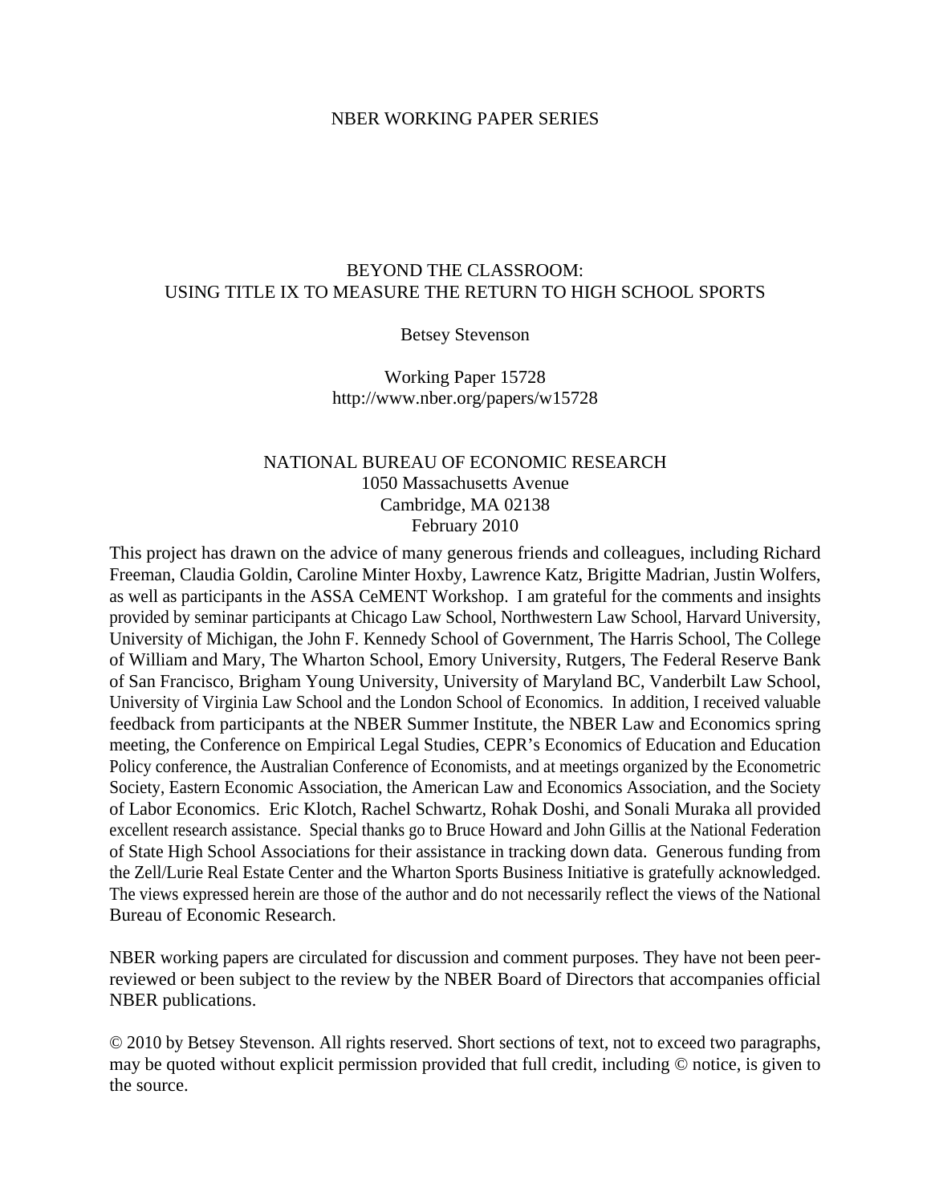NBER WORKING PAPER SERIES

# BEYOND THE CLASSROOM:
# USING TITLE IX TO MEASURE THE RETURN TO HIGH SCHOOL SPORTS

Betsey Stevenson

Working Paper 15728
http://www.nber.org/papers/w15728

NATIONAL BUREAU OF ECONOMIC RESEARCH
1050 Massachusetts Avenue
Cambridge, MA 02138
February 2010

This project has drawn on the advice of many generous friends and colleagues, including Richard Freeman, Claudia Goldin, Caroline Minter Hoxby, Lawrence Katz, Brigitte Madrian, Justin Wolfers, as well as participants in the ASSA CeMENT Workshop. I am grateful for the comments and insights provided by seminar participants at Chicago Law School, Northwestern Law School, Harvard University, University of Michigan, the John F. Kennedy School of Government, The Harris School, The College of William and Mary, The Wharton School, Emory University, Rutgers, The Federal Reserve Bank of San Francisco, Brigham Young University, University of Maryland BC, Vanderbilt Law School, University of Virginia Law School and the London School of Economics. In addition, I received valuable feedback from participants at the NBER Summer Institute, the NBER Law and Economics spring meeting, the Conference on Empirical Legal Studies, CEPR's Economics of Education and Education Policy conference, the Australian Conference of Economists, and at meetings organized by the Econometric Society, Eastern Economic Association, the American Law and Economics Association, and the Society of Labor Economics. Eric Klotch, Rachel Schwartz, Rohak Doshi, and Sonali Muraka all provided excellent research assistance. Special thanks go to Bruce Howard and John Gillis at the National Federation of State High School Associations for their assistance in tracking down data. Generous funding from the Zell/Lurie Real Estate Center and the Wharton Sports Business Initiative is gratefully acknowledged. The views expressed herein are those of the author and do not necessarily reflect the views of the National Bureau of Economic Research.

NBER working papers are circulated for discussion and comment purposes. They have not been peer-reviewed or been subject to the review by the NBER Board of Directors that accompanies official NBER publications.

© 2010 by Betsey Stevenson. All rights reserved. Short sections of text, not to exceed two paragraphs, may be quoted without explicit permission provided that full credit, including © notice, is given to the source.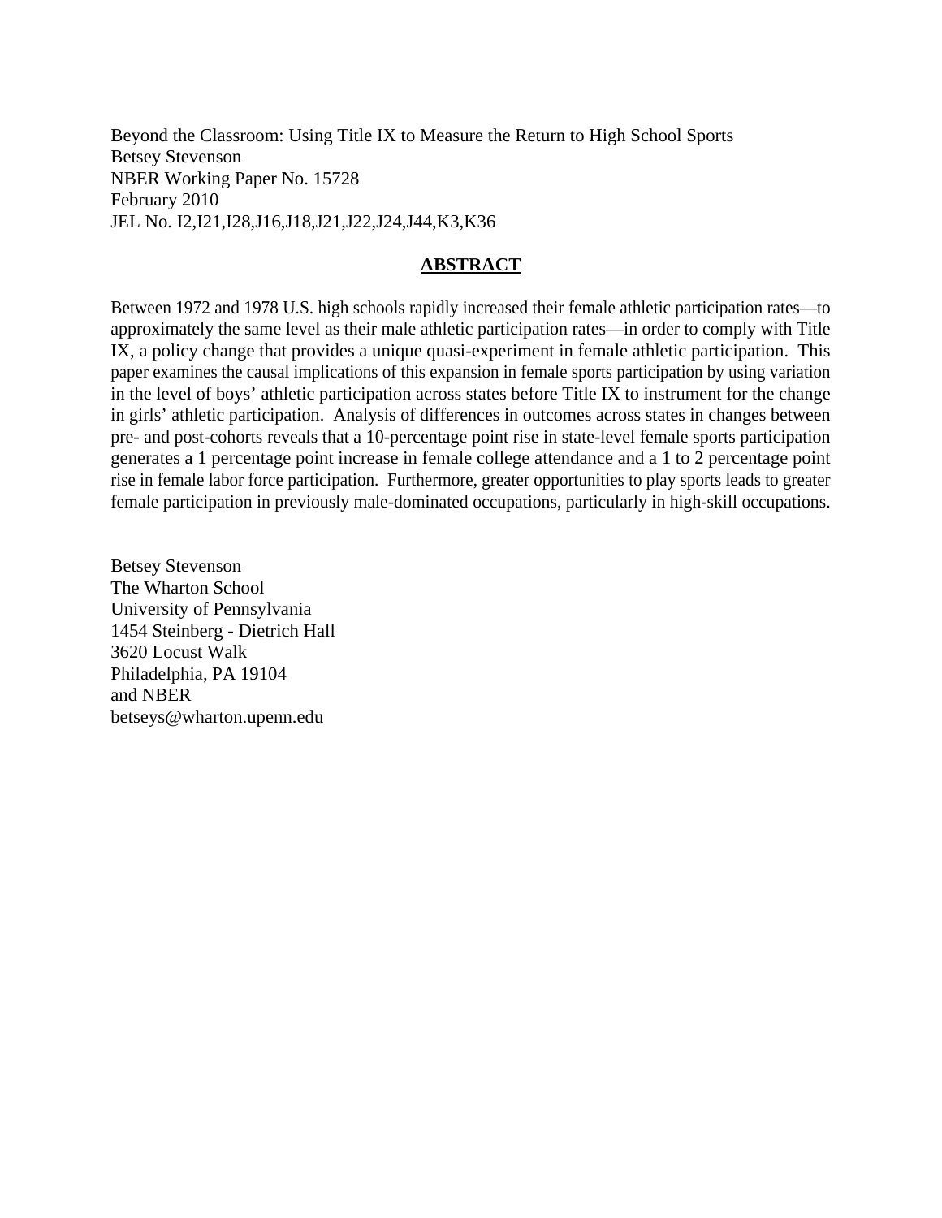Beyond the Classroom: Using Title IX to Measure the Return to High School Sports
Betsey Stevenson
NBER Working Paper No. 15728
February 2010
JEL No. I2,I21,I28,J16,J18,J21,J22,J24,J44,K3,K36

## ABSTRACT

Between 1972 and 1978 U.S. high schools rapidly increased their female athletic participation rates—to approximately the same level as their male athletic participation rates—in order to comply with Title IX, a policy change that provides a unique quasi-experiment in female athletic participation. This paper examines the causal implications of this expansion in female sports participation by using variation in the level of boys' athletic participation across states before Title IX to instrument for the change in girls' athletic participation. Analysis of differences in outcomes across states in changes between pre- and post-cohorts reveals that a 10-percentage point rise in state-level female sports participation generates a 1 percentage point increase in female college attendance and a 1 to 2 percentage point rise in female labor force participation. Furthermore, greater opportunities to play sports leads to greater female participation in previously male-dominated occupations, particularly in high-skill occupations.

Betsey Stevenson
The Wharton School
University of Pennsylvania
1454 Steinberg - Dietrich Hall
3620 Locust Walk
Philadelphia, PA 19104
and NBER
betseys@wharton.upenn.edu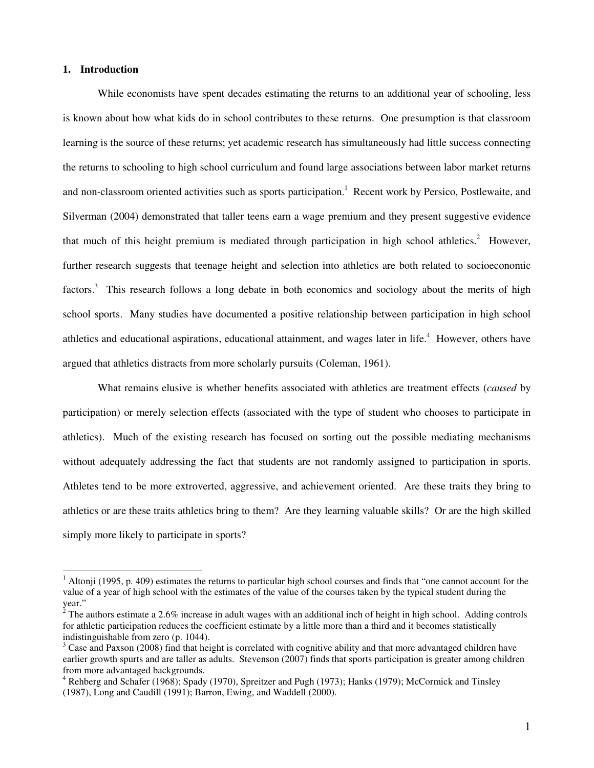## 1. Introduction

While economists have spent decades estimating the returns to an additional year of schooling, less is known about how what kids do in school contributes to these returns. One presumption is that classroom learning is the source of these returns; yet academic research has simultaneously had little success connecting the returns to schooling to high school curriculum and found large associations between labor market returns and non-classroom oriented activities such as sports participation.[1] Recent work by Persico, Postlewaite, and Silverman (2004) demonstrated that taller teens earn a wage premium and they present suggestive evidence that much of this height premium is mediated through participation in high school athletics.[2] However, further research suggests that teenage height and selection into athletics are both related to socioeconomic factors.[3] This research follows a long debate in both economics and sociology about the merits of high school sports. Many studies have documented a positive relationship between participation in high school athletics and educational aspirations, educational attainment, and wages later in life.[4] However, others have argued that athletics distracts from more scholarly pursuits (Coleman, 1961).

What remains elusive is whether benefits associated with athletics are treatment effects (*caused* by participation) or merely selection effects (associated with the type of student who chooses to participate in athletics). Much of the existing research has focused on sorting out the possible mediating mechanisms without adequately addressing the fact that students are not randomly assigned to participation in sports. Athletes tend to be more extroverted, aggressive, and achievement oriented. Are these traits they bring to athletics or are these traits athletics bring to them? Are they learning valuable skills? Or are the high skilled simply more likely to participate in sports?

---

[1] Altonji (1995, p. 409) estimates the returns to particular high school courses and finds that "one cannot account for the value of a year of high school with the estimates of the value of the courses taken by the typical student during the year."

[2] The authors estimate a 2.6% increase in adult wages with an additional inch of height in high school. Adding controls for athletic participation reduces the coefficient estimate by a little more than a third and it becomes statistically indistinguishable from zero (p. 1044).

[3] Case and Paxson (2008) find that height is correlated with cognitive ability and that more advantaged children have earlier growth spurts and are taller as adults. Stevenson (2007) finds that sports participation is greater among children from more advantaged backgrounds.

[4] Rehberg and Schafer (1968); Spady (1970), Spreitzer and Pugh (1973); Hanks (1979); McCormick and Tinsley (1987), Long and Caudill (1991); Barron, Ewing, and Waddell (2000).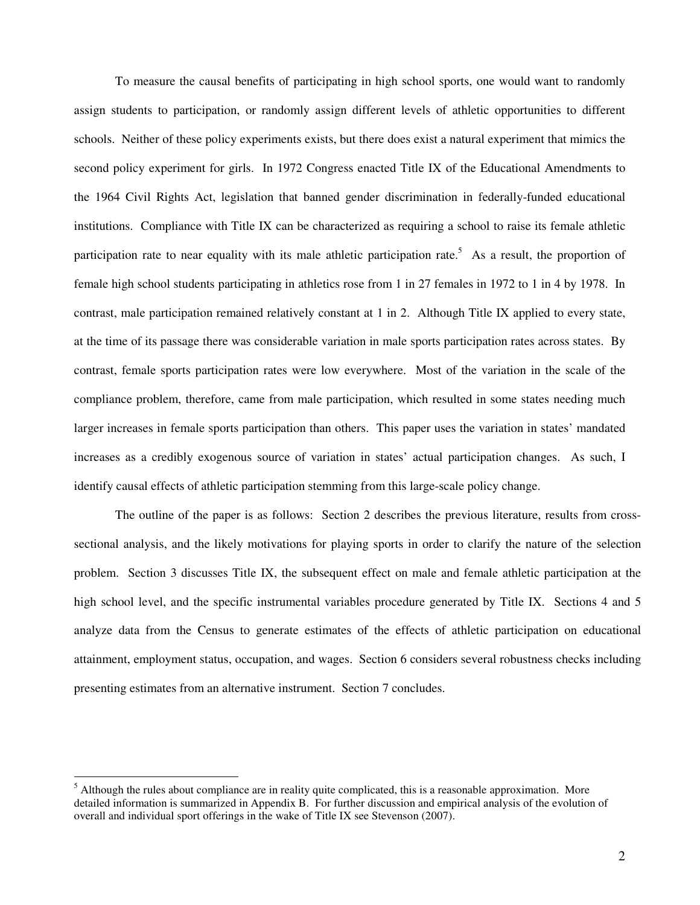To measure the causal benefits of participating in high school sports, one would want to randomly assign students to participation, or randomly assign different levels of athletic opportunities to different schools. Neither of these policy experiments exists, but there does exist a natural experiment that mimics the second policy experiment for girls. In 1972 Congress enacted Title IX of the Educational Amendments to the 1964 Civil Rights Act, legislation that banned gender discrimination in federally-funded educational institutions. Compliance with Title IX can be characterized as requiring a school to raise its female athletic participation rate to near equality with its male athletic participation rate.[5] As a result, the proportion of female high school students participating in athletics rose from 1 in 27 females in 1972 to 1 in 4 by 1978. In contrast, male participation remained relatively constant at 1 in 2. Although Title IX applied to every state, at the time of its passage there was considerable variation in male sports participation rates across states. By contrast, female sports participation rates were low everywhere. Most of the variation in the scale of the compliance problem, therefore, came from male participation, which resulted in some states needing much larger increases in female sports participation than others. This paper uses the variation in states' mandated increases as a credibly exogenous source of variation in states' actual participation changes. As such, I identify causal effects of athletic participation stemming from this large-scale policy change.

The outline of the paper is as follows: Section 2 describes the previous literature, results from cross-sectional analysis, and the likely motivations for playing sports in order to clarify the nature of the selection problem. Section 3 discusses Title IX, the subsequent effect on male and female athletic participation at the high school level, and the specific instrumental variables procedure generated by Title IX. Sections 4 and 5 analyze data from the Census to generate estimates of the effects of athletic participation on educational attainment, employment status, occupation, and wages. Section 6 considers several robustness checks including presenting estimates from an alternative instrument. Section 7 concludes.

[5] Although the rules about compliance are in reality quite complicated, this is a reasonable approximation. More detailed information is summarized in Appendix B. For further discussion and empirical analysis of the evolution of overall and individual sport offerings in the wake of Title IX see Stevenson (2007).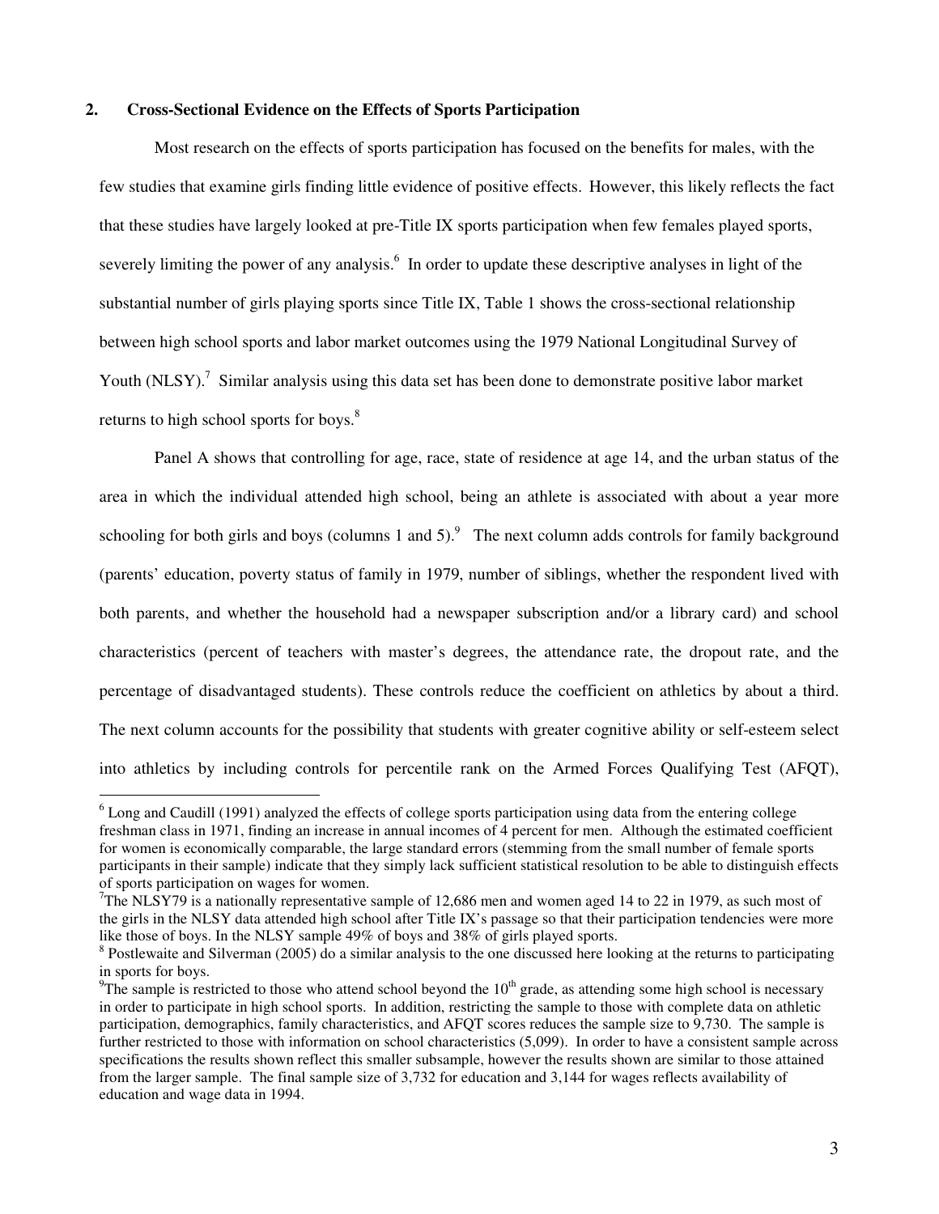## 2. Cross-Sectional Evidence on the Effects of Sports Participation

Most research on the effects of sports participation has focused on the benefits for males, with the few studies that examine girls finding little evidence of positive effects. However, this likely reflects the fact that these studies have largely looked at pre-Title IX sports participation when few females played sports, severely limiting the power of any analysis.[6] In order to update these descriptive analyses in light of the substantial number of girls playing sports since Title IX, Table 1 shows the cross-sectional relationship between high school sports and labor market outcomes using the 1979 National Longitudinal Survey of Youth (NLSY).[7] Similar analysis using this data set has been done to demonstrate positive labor market returns to high school sports for boys.[8]

Panel A shows that controlling for age, race, state of residence at age 14, and the urban status of the area in which the individual attended high school, being an athlete is associated with about a year more schooling for both girls and boys (columns 1 and 5).[9] The next column adds controls for family background (parents' education, poverty status of family in 1979, number of siblings, whether the respondent lived with both parents, and whether the household had a newspaper subscription and/or a library card) and school characteristics (percent of teachers with master's degrees, the attendance rate, the dropout rate, and the percentage of disadvantaged students). These controls reduce the coefficient on athletics by about a third. The next column accounts for the possibility that students with greater cognitive ability or self-esteem select into athletics by including controls for percentile rank on the Armed Forces Qualifying Test (AFQT),

---

[6] Long and Caudill (1991) analyzed the effects of college sports participation using data from the entering college freshman class in 1971, finding an increase in annual incomes of 4 percent for men. Although the estimated coefficient for women is economically comparable, the large standard errors (stemming from the small number of female sports participants in their sample) indicate that they simply lack sufficient statistical resolution to be able to distinguish effects of sports participation on wages for women.

[7] The NLSY79 is a nationally representative sample of 12,686 men and women aged 14 to 22 in 1979, as such most of the girls in the NLSY data attended high school after Title IX's passage so that their participation tendencies were more like those of boys. In the NLSY sample 49% of boys and 38% of girls played sports.

[8] Postlewaite and Silverman (2005) do a similar analysis to the one discussed here looking at the returns to participating in sports for boys.

[9] The sample is restricted to those who attend school beyond the 10th grade, as attending some high school is necessary in order to participate in high school sports. In addition, restricting the sample to those with complete data on athletic participation, demographics, family characteristics, and AFQT scores reduces the sample size to 9,730. The sample is further restricted to those with information on school characteristics (5,099). In order to have a consistent sample across specifications the results shown reflect this smaller subsample, however the results shown are similar to those attained from the larger sample. The final sample size of 3,732 for education and 3,144 for wages reflects availability of education and wage data in 1994.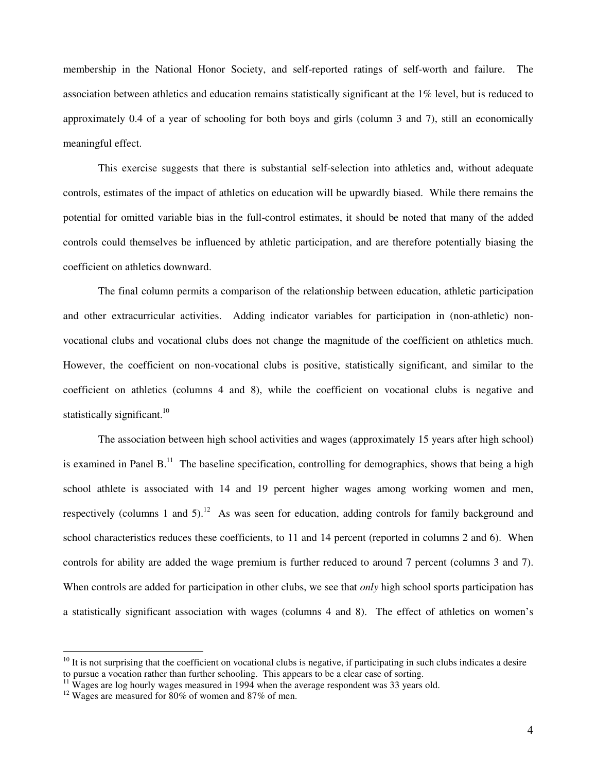membership in the National Honor Society, and self-reported ratings of self-worth and failure. The association between athletics and education remains statistically significant at the 1% level, but is reduced to approximately 0.4 of a year of schooling for both boys and girls (column 3 and 7), still an economically meaningful effect.

This exercise suggests that there is substantial self-selection into athletics and, without adequate controls, estimates of the impact of athletics on education will be upwardly biased. While there remains the potential for omitted variable bias in the full-control estimates, it should be noted that many of the added controls could themselves be influenced by athletic participation, and are therefore potentially biasing the coefficient on athletics downward.

The final column permits a comparison of the relationship between education, athletic participation and other extracurricular activities. Adding indicator variables for participation in (non-athletic) non-vocational clubs and vocational clubs does not change the magnitude of the coefficient on athletics much. However, the coefficient on non-vocational clubs is positive, statistically significant, and similar to the coefficient on athletics (columns 4 and 8), while the coefficient on vocational clubs is negative and statistically significant.[10]

The association between high school activities and wages (approximately 15 years after high school) is examined in Panel B.[11] The baseline specification, controlling for demographics, shows that being a high school athlete is associated with 14 and 19 percent higher wages among working women and men, respectively (columns 1 and 5).[12] As was seen for education, adding controls for family background and school characteristics reduces these coefficients, to 11 and 14 percent (reported in columns 2 and 6). When controls for ability are added the wage premium is further reduced to around 7 percent (columns 3 and 7). When controls are added for participation in other clubs, we see that *only* high school sports participation has a statistically significant association with wages (columns 4 and 8). The effect of athletics on women's

[10] It is not surprising that the coefficient on vocational clubs is negative, if participating in such clubs indicates a desire to pursue a vocation rather than further schooling. This appears to be a clear case of sorting.

[11] Wages are log hourly wages measured in 1994 when the average respondent was 33 years old.

[12] Wages are measured for 80% of women and 87% of men.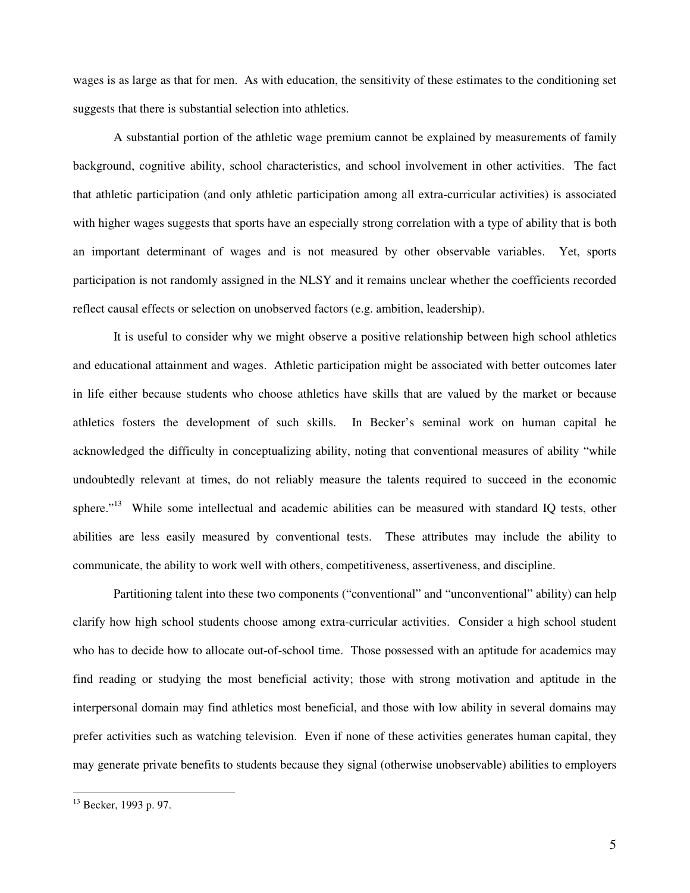wages is as large as that for men. As with education, the sensitivity of these estimates to the conditioning set suggests that there is substantial selection into athletics.

A substantial portion of the athletic wage premium cannot be explained by measurements of family background, cognitive ability, school characteristics, and school involvement in other activities. The fact that athletic participation (and only athletic participation among all extra-curricular activities) is associated with higher wages suggests that sports have an especially strong correlation with a type of ability that is both an important determinant of wages and is not measured by other observable variables. Yet, sports participation is not randomly assigned in the NLSY and it remains unclear whether the coefficients recorded reflect causal effects or selection on unobserved factors (e.g. ambition, leadership).

It is useful to consider why we might observe a positive relationship between high school athletics and educational attainment and wages. Athletic participation might be associated with better outcomes later in life either because students who choose athletics have skills that are valued by the market or because athletics fosters the development of such skills. In Becker's seminal work on human capital he acknowledged the difficulty in conceptualizing ability, noting that conventional measures of ability "while undoubtedly relevant at times, do not reliably measure the talents required to succeed in the economic sphere."[13] While some intellectual and academic abilities can be measured with standard IQ tests, other abilities are less easily measured by conventional tests. These attributes may include the ability to communicate, the ability to work well with others, competitiveness, assertiveness, and discipline.

Partitioning talent into these two components ("conventional" and "unconventional" ability) can help clarify how high school students choose among extra-curricular activities. Consider a high school student who has to decide how to allocate out-of-school time. Those possessed with an aptitude for academics may find reading or studying the most beneficial activity; those with strong motivation and aptitude in the interpersonal domain may find athletics most beneficial, and those with low ability in several domains may prefer activities such as watching television. Even if none of these activities generates human capital, they may generate private benefits to students because they signal (otherwise unobservable) abilities to employers

[13] Becker, 1993 p. 97.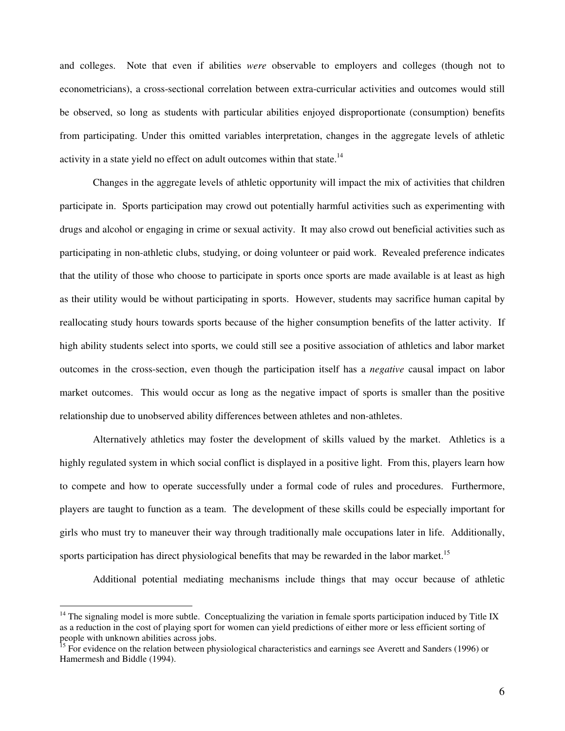and colleges. Note that even if abilities *were* observable to employers and colleges (though not to econometricians), a cross-sectional correlation between extra-curricular activities and outcomes would still be observed, so long as students with particular abilities enjoyed disproportionate (consumption) benefits from participating. Under this omitted variables interpretation, changes in the aggregate levels of athletic activity in a state yield no effect on adult outcomes within that state.[14]

Changes in the aggregate levels of athletic opportunity will impact the mix of activities that children participate in. Sports participation may crowd out potentially harmful activities such as experimenting with drugs and alcohol or engaging in crime or sexual activity. It may also crowd out beneficial activities such as participating in non-athletic clubs, studying, or doing volunteer or paid work. Revealed preference indicates that the utility of those who choose to participate in sports once sports are made available is at least as high as their utility would be without participating in sports. However, students may sacrifice human capital by reallocating study hours towards sports because of the higher consumption benefits of the latter activity. If high ability students select into sports, we could still see a positive association of athletics and labor market outcomes in the cross-section, even though the participation itself has a *negative* causal impact on labor market outcomes. This would occur as long as the negative impact of sports is smaller than the positive relationship due to unobserved ability differences between athletes and non-athletes.

Alternatively athletics may foster the development of skills valued by the market. Athletics is a highly regulated system in which social conflict is displayed in a positive light. From this, players learn how to compete and how to operate successfully under a formal code of rules and procedures. Furthermore, players are taught to function as a team. The development of these skills could be especially important for girls who must try to maneuver their way through traditionally male occupations later in life. Additionally, sports participation has direct physiological benefits that may be rewarded in the labor market.[15]

Additional potential mediating mechanisms include things that may occur because of athletic

---

[14] The signaling model is more subtle. Conceptualizing the variation in female sports participation induced by Title IX as a reduction in the cost of playing sport for women can yield predictions of either more or less efficient sorting of people with unknown abilities across jobs.

[15] For evidence on the relation between physiological characteristics and earnings see Averett and Sanders (1996) or Hamermesh and Biddle (1994).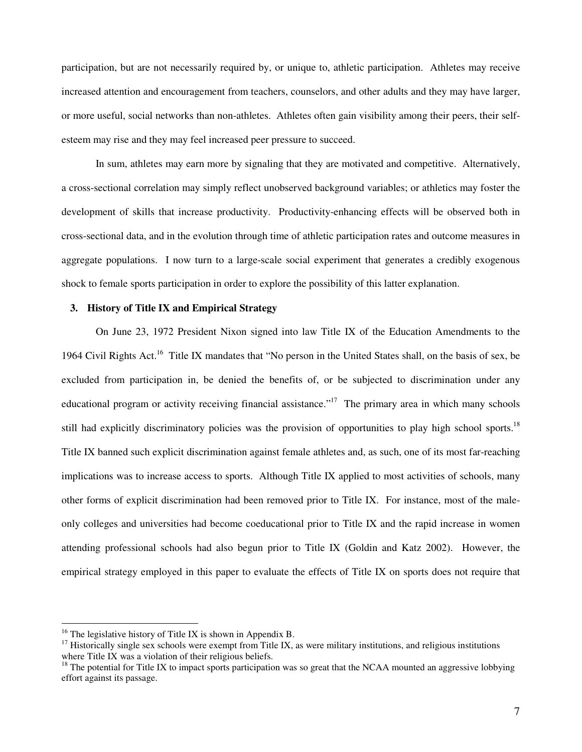participation, but are not necessarily required by, or unique to, athletic participation. Athletes may receive increased attention and encouragement from teachers, counselors, and other adults and they may have larger, or more useful, social networks than non-athletes. Athletes often gain visibility among their peers, their self-esteem may rise and they may feel increased peer pressure to succeed.

In sum, athletes may earn more by signaling that they are motivated and competitive. Alternatively, a cross-sectional correlation may simply reflect unobserved background variables; or athletics may foster the development of skills that increase productivity. Productivity-enhancing effects will be observed both in cross-sectional data, and in the evolution through time of athletic participation rates and outcome measures in aggregate populations. I now turn to a large-scale social experiment that generates a credibly exogenous shock to female sports participation in order to explore the possibility of this latter explanation.

## 3. History of Title IX and Empirical Strategy

On June 23, 1972 President Nixon signed into law Title IX of the Education Amendments to the 1964 Civil Rights Act.[16] Title IX mandates that "No person in the United States shall, on the basis of sex, be excluded from participation in, be denied the benefits of, or be subjected to discrimination under any educational program or activity receiving financial assistance."[17] The primary area in which many schools still had explicitly discriminatory policies was the provision of opportunities to play high school sports.[18] Title IX banned such explicit discrimination against female athletes and, as such, one of its most far-reaching implications was to increase access to sports. Although Title IX applied to most activities of schools, many other forms of explicit discrimination had been removed prior to Title IX. For instance, most of the male-only colleges and universities had become coeducational prior to Title IX and the rapid increase in women attending professional schools had also begun prior to Title IX (Goldin and Katz 2002). However, the empirical strategy employed in this paper to evaluate the effects of Title IX on sports does not require that

---

[16] The legislative history of Title IX is shown in Appendix B.

[17] Historically single sex schools were exempt from Title IX, as were military institutions, and religious institutions where Title IX was a violation of their religious beliefs.

[18] The potential for Title IX to impact sports participation was so great that the NCAA mounted an aggressive lobbying effort against its passage.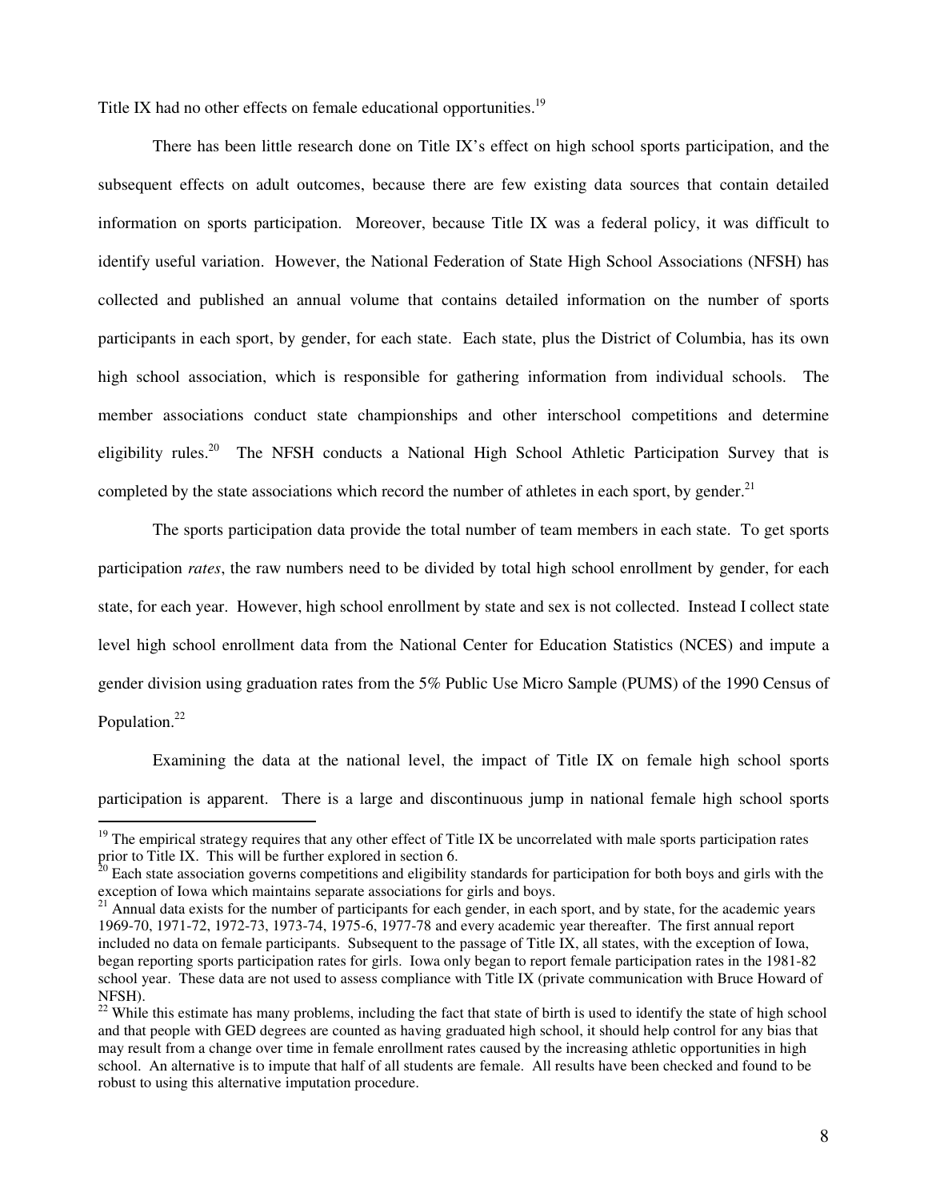Title IX had no other effects on female educational opportunities.[19]

There has been little research done on Title IX's effect on high school sports participation, and the subsequent effects on adult outcomes, because there are few existing data sources that contain detailed information on sports participation. Moreover, because Title IX was a federal policy, it was difficult to identify useful variation. However, the National Federation of State High School Associations (NFSH) has collected and published an annual volume that contains detailed information on the number of sports participants in each sport, by gender, for each state. Each state, plus the District of Columbia, has its own high school association, which is responsible for gathering information from individual schools. The member associations conduct state championships and other interschool competitions and determine eligibility rules.[20] The NFSH conducts a National High School Athletic Participation Survey that is completed by the state associations which record the number of athletes in each sport, by gender.[21]

The sports participation data provide the total number of team members in each state. To get sports participation *rates*, the raw numbers need to be divided by total high school enrollment by gender, for each state, for each year. However, high school enrollment by state and sex is not collected. Instead I collect state level high school enrollment data from the National Center for Education Statistics (NCES) and impute a gender division using graduation rates from the 5% Public Use Micro Sample (PUMS) of the 1990 Census of Population.[22]

Examining the data at the national level, the impact of Title IX on female high school sports participation is apparent. There is a large and discontinuous jump in national female high school sports

[19] The empirical strategy requires that any other effect of Title IX be uncorrelated with male sports participation rates prior to Title IX. This will be further explored in section 6.

[20] Each state association governs competitions and eligibility standards for participation for both boys and girls with the exception of Iowa which maintains separate associations for girls and boys.

[21] Annual data exists for the number of participants for each gender, in each sport, and by state, for the academic years 1969-70, 1971-72, 1972-73, 1973-74, 1975-6, 1977-78 and every academic year thereafter. The first annual report included no data on female participants. Subsequent to the passage of Title IX, all states, with the exception of Iowa, began reporting sports participation rates for girls. Iowa only began to report female participation rates in the 1981-82 school year. These data are not used to assess compliance with Title IX (private communication with Bruce Howard of NFSH).

[22] While this estimate has many problems, including the fact that state of birth is used to identify the state of high school and that people with GED degrees are counted as having graduated high school, it should help control for any bias that may result from a change over time in female enrollment rates caused by the increasing athletic opportunities in high school. An alternative is to impute that half of all students are female. All results have been checked and found to be robust to using this alternative imputation procedure.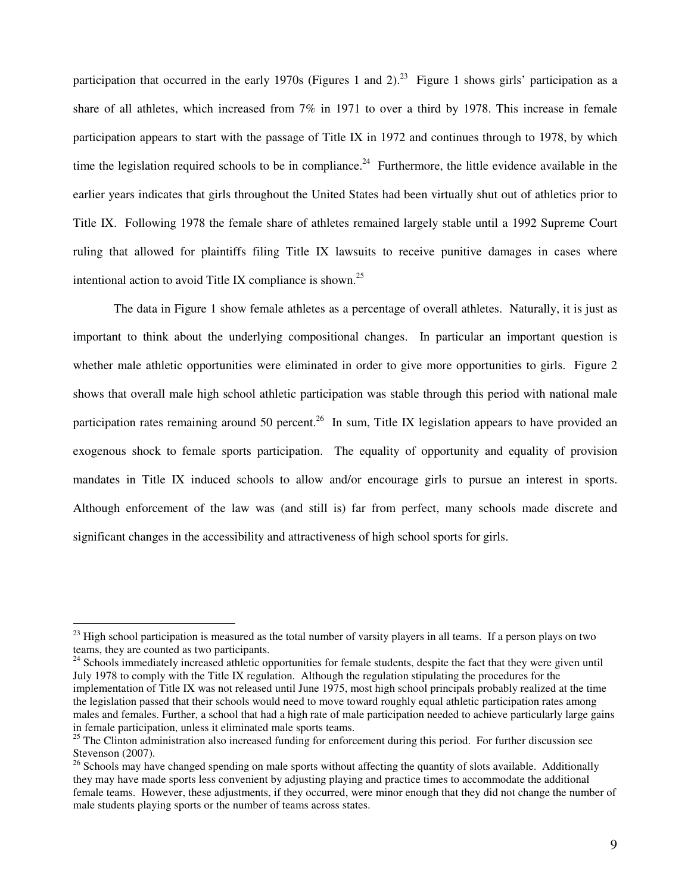participation that occurred in the early 1970s (Figures 1 and 2).[23] Figure 1 shows girls' participation as a share of all athletes, which increased from 7% in 1971 to over a third by 1978. This increase in female participation appears to start with the passage of Title IX in 1972 and continues through to 1978, by which time the legislation required schools to be in compliance.[24] Furthermore, the little evidence available in the earlier years indicates that girls throughout the United States had been virtually shut out of athletics prior to Title IX. Following 1978 the female share of athletes remained largely stable until a 1992 Supreme Court ruling that allowed for plaintiffs filing Title IX lawsuits to receive punitive damages in cases where intentional action to avoid Title IX compliance is shown.[25]

The data in Figure 1 show female athletes as a percentage of overall athletes. Naturally, it is just as important to think about the underlying compositional changes. In particular an important question is whether male athletic opportunities were eliminated in order to give more opportunities to girls. Figure 2 shows that overall male high school athletic participation was stable through this period with national male participation rates remaining around 50 percent.[26] In sum, Title IX legislation appears to have provided an exogenous shock to female sports participation. The equality of opportunity and equality of provision mandates in Title IX induced schools to allow and/or encourage girls to pursue an interest in sports. Although enforcement of the law was (and still is) far from perfect, many schools made discrete and significant changes in the accessibility and attractiveness of high school sports for girls.

---

[23] High school participation is measured as the total number of varsity players in all teams. If a person plays on two teams, they are counted as two participants.

[24] Schools immediately increased athletic opportunities for female students, despite the fact that they were given until July 1978 to comply with the Title IX regulation. Although the regulation stipulating the procedures for the implementation of Title IX was not released until June 1975, most high school principals probably realized at the time the legislation passed that their schools would need to move toward roughly equal athletic participation rates among males and females. Further, a school that had a high rate of male participation needed to achieve particularly large gains in female participation, unless it eliminated male sports teams.

[25] The Clinton administration also increased funding for enforcement during this period. For further discussion see Stevenson (2007).

[26] Schools may have changed spending on male sports without affecting the quantity of slots available. Additionally they may have made sports less convenient by adjusting playing and practice times to accommodate the additional female teams. However, these adjustments, if they occurred, were minor enough that they did not change the number of male students playing sports or the number of teams across states.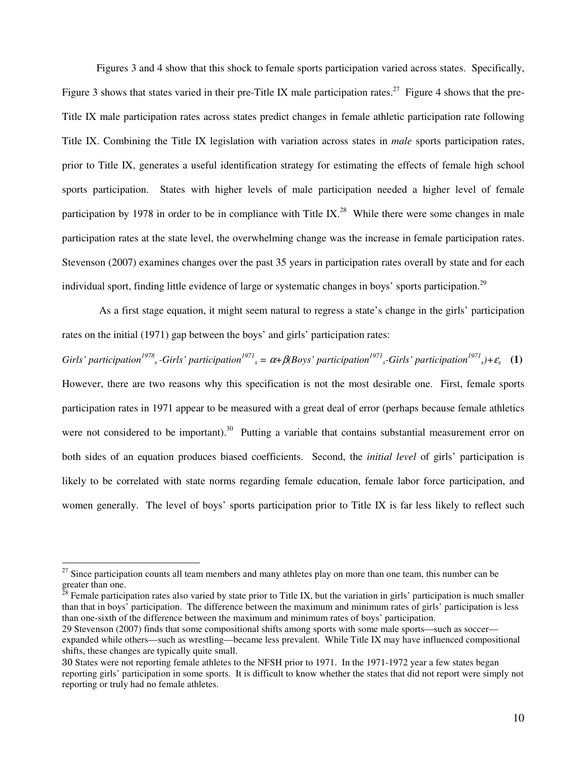Figures 3 and 4 show that this shock to female sports participation varied across states. Specifically, Figure 3 shows that states varied in their pre-Title IX male participation rates.[27] Figure 4 shows that the pre-Title IX male participation rates across states predict changes in female athletic participation rate following Title IX. Combining the Title IX legislation with variation across states in *male* sports participation rates, prior to Title IX, generates a useful identification strategy for estimating the effects of female high school sports participation. States with higher levels of male participation needed a higher level of female participation by 1978 in order to be in compliance with Title IX.[28] While there were some changes in male participation rates at the state level, the overwhelming change was the increase in female participation rates. Stevenson (2007) examines changes over the past 35 years in participation rates overall by state and for each individual sport, finding little evidence of large or systematic changes in boys' sports participation.[29]

As a first stage equation, it might seem natural to regress a state's change in the girls' participation rates on the initial (1971) gap between the boys' and girls' participation rates:

$$\textit{Girls' participation}^{1978}_{s} - \textit{Girls' participation}^{1971}_{s} = \alpha + \beta(\textit{Boys' participation}^{1971}_{s} - \textit{Girls' participation}^{1971}_{s}) + \varepsilon_s \quad \textbf{(1)}$$

However, there are two reasons why this specification is not the most desirable one. First, female sports participation rates in 1971 appear to be measured with a great deal of error (perhaps because female athletics were not considered to be important).[30] Putting a variable that contains substantial measurement error on both sides of an equation produces biased coefficients. Second, the *initial level* of girls' participation is likely to be correlated with state norms regarding female education, female labor force participation, and women generally. The level of boys' sports participation prior to Title IX is far less likely to reflect such

---

[27] Since participation counts all team members and many athletes play on more than one team, this number can be greater than one.

[28] Female participation rates also varied by state prior to Title IX, but the variation in girls' participation is much smaller than that in boys' participation. The difference between the maximum and minimum rates of girls' participation is less than one-sixth of the difference between the maximum and minimum rates of boys' participation.

29 Stevenson (2007) finds that some compositional shifts among sports with some male sports—such as soccer—expanded while others—such as wrestling—became less prevalent. While Title IX may have influenced compositional shifts, these changes are typically quite small.

30 States were not reporting female athletes to the NFSH prior to 1971. In the 1971-1972 year a few states began reporting girls' participation in some sports. It is difficult to know whether the states that did not report were simply not reporting or truly had no female athletes.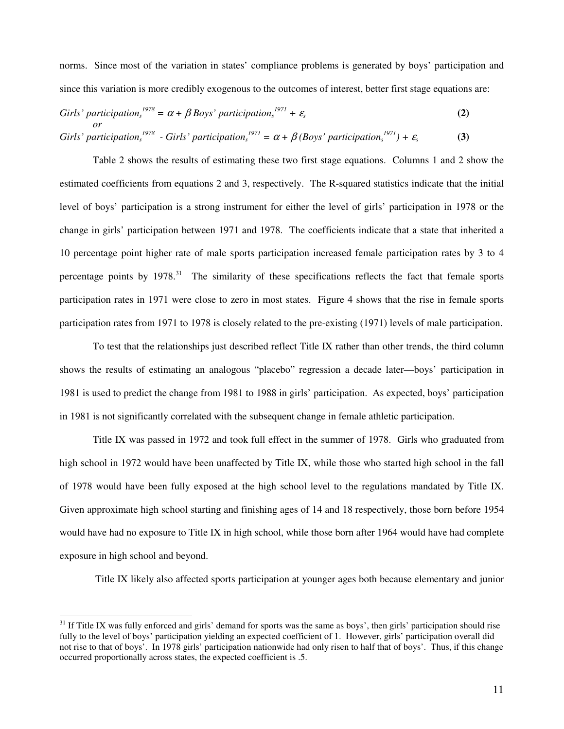norms. Since most of the variation in states' compliance problems is generated by boys' participation and since this variation is more credibly exogenous to the outcomes of interest, better first stage equations are:

$$\textit{Girls' participation}_s^{1978} = \alpha + \beta\, \textit{Boys' participation}_s^{1971} + \varepsilon_s \qquad \textbf{(2)}$$

*or*

$$\textit{Girls' participation}_s^{1978} - \textit{Girls' participation}_s^{1971} = \alpha + \beta\, (\textit{Boys' participation}_s^{1971}) + \varepsilon_s \qquad \textbf{(3)}$$

Table 2 shows the results of estimating these two first stage equations. Columns 1 and 2 show the estimated coefficients from equations 2 and 3, respectively. The R-squared statistics indicate that the initial level of boys' participation is a strong instrument for either the level of girls' participation in 1978 or the change in girls' participation between 1971 and 1978. The coefficients indicate that a state that inherited a 10 percentage point higher rate of male sports participation increased female participation rates by 3 to 4 percentage points by 1978.[31] The similarity of these specifications reflects the fact that female sports participation rates in 1971 were close to zero in most states. Figure 4 shows that the rise in female sports participation rates from 1971 to 1978 is closely related to the pre-existing (1971) levels of male participation.

To test that the relationships just described reflect Title IX rather than other trends, the third column shows the results of estimating an analogous "placebo" regression a decade later—boys' participation in 1981 is used to predict the change from 1981 to 1988 in girls' participation. As expected, boys' participation in 1981 is not significantly correlated with the subsequent change in female athletic participation.

Title IX was passed in 1972 and took full effect in the summer of 1978. Girls who graduated from high school in 1972 would have been unaffected by Title IX, while those who started high school in the fall of 1978 would have been fully exposed at the high school level to the regulations mandated by Title IX. Given approximate high school starting and finishing ages of 14 and 18 respectively, those born before 1954 would have had no exposure to Title IX in high school, while those born after 1964 would have had complete exposure in high school and beyond.

Title IX likely also affected sports participation at younger ages both because elementary and junior

---

[31] If Title IX was fully enforced and girls' demand for sports was the same as boys', then girls' participation should rise fully to the level of boys' participation yielding an expected coefficient of 1. However, girls' participation overall did not rise to that of boys'. In 1978 girls' participation nationwide had only risen to half that of boys'. Thus, if this change occurred proportionally across states, the expected coefficient is .5.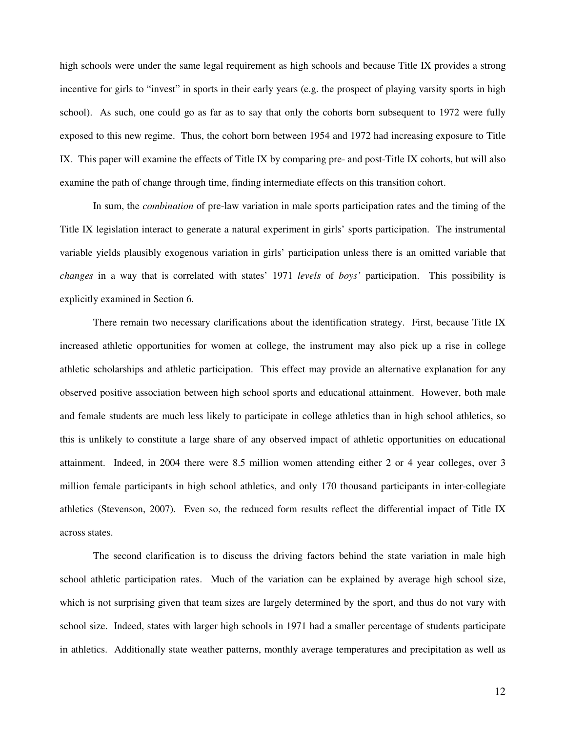high schools were under the same legal requirement as high schools and because Title IX provides a strong incentive for girls to "invest" in sports in their early years (e.g. the prospect of playing varsity sports in high school). As such, one could go as far as to say that only the cohorts born subsequent to 1972 were fully exposed to this new regime. Thus, the cohort born between 1954 and 1972 had increasing exposure to Title IX. This paper will examine the effects of Title IX by comparing pre- and post-Title IX cohorts, but will also examine the path of change through time, finding intermediate effects on this transition cohort.

In sum, the *combination* of pre-law variation in male sports participation rates and the timing of the Title IX legislation interact to generate a natural experiment in girls' sports participation. The instrumental variable yields plausibly exogenous variation in girls' participation unless there is an omitted variable that *changes* in a way that is correlated with states' 1971 *levels* of *boys'* participation. This possibility is explicitly examined in Section 6.

There remain two necessary clarifications about the identification strategy. First, because Title IX increased athletic opportunities for women at college, the instrument may also pick up a rise in college athletic scholarships and athletic participation. This effect may provide an alternative explanation for any observed positive association between high school sports and educational attainment. However, both male and female students are much less likely to participate in college athletics than in high school athletics, so this is unlikely to constitute a large share of any observed impact of athletic opportunities on educational attainment. Indeed, in 2004 there were 8.5 million women attending either 2 or 4 year colleges, over 3 million female participants in high school athletics, and only 170 thousand participants in inter-collegiate athletics (Stevenson, 2007). Even so, the reduced form results reflect the differential impact of Title IX across states.

The second clarification is to discuss the driving factors behind the state variation in male high school athletic participation rates. Much of the variation can be explained by average high school size, which is not surprising given that team sizes are largely determined by the sport, and thus do not vary with school size. Indeed, states with larger high schools in 1971 had a smaller percentage of students participate in athletics. Additionally state weather patterns, monthly average temperatures and precipitation as well as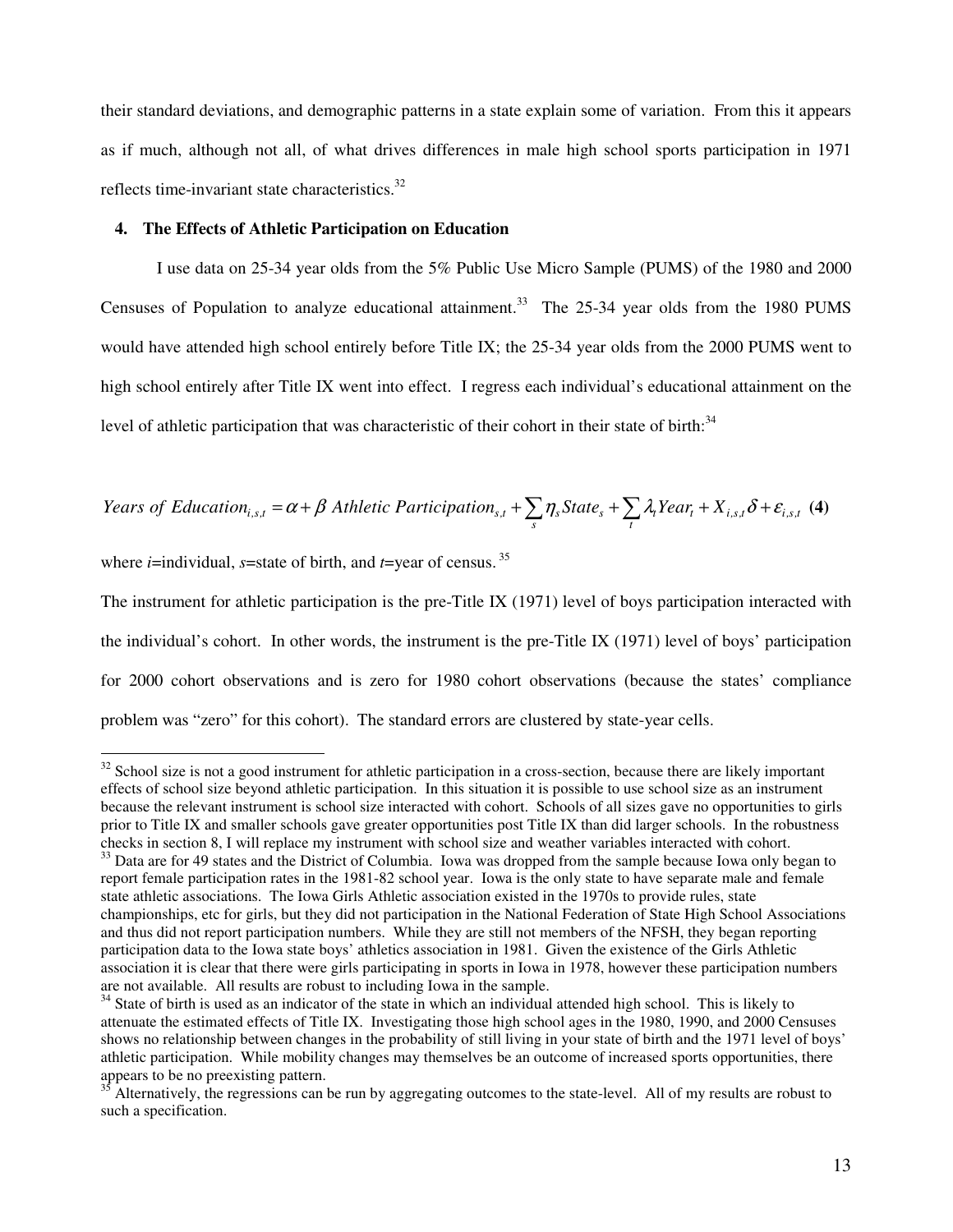their standard deviations, and demographic patterns in a state explain some of variation. From this it appears as if much, although not all, of what drives differences in male high school sports participation in 1971 reflects time-invariant state characteristics.[32]

## 4. The Effects of Athletic Participation on Education

I use data on 25-34 year olds from the 5% Public Use Micro Sample (PUMS) of the 1980 and 2000 Censuses of Population to analyze educational attainment.[33] The 25-34 year olds from the 1980 PUMS would have attended high school entirely before Title IX; the 25-34 year olds from the 2000 PUMS went to high school entirely after Title IX went into effect. I regress each individual's educational attainment on the level of athletic participation that was characteristic of their cohort in their state of birth:[34]

$$Years\ of\ Education_{i,s,t} = \alpha + \beta\ Athletic\ Participation_{s,t} + \sum_s \eta_s State_s + \sum_t \lambda_t Year_t + X_{i,s,t}\delta + \varepsilon_{i,s,t} \quad \textbf{(4)}$$

where $i$=individual, $s$=state of birth, and $t$=year of census.[35]

The instrument for athletic participation is the pre-Title IX (1971) level of boys participation interacted with the individual's cohort. In other words, the instrument is the pre-Title IX (1971) level of boys' participation for 2000 cohort observations and is zero for 1980 cohort observations (because the states' compliance problem was "zero" for this cohort). The standard errors are clustered by state-year cells.

---

[32] School size is not a good instrument for athletic participation in a cross-section, because there are likely important effects of school size beyond athletic participation. In this situation it is possible to use school size as an instrument because the relevant instrument is school size interacted with cohort. Schools of all sizes gave no opportunities to girls prior to Title IX and smaller schools gave greater opportunities post Title IX than did larger schools. In the robustness checks in section 8, I will replace my instrument with school size and weather variables interacted with cohort.

[33] Data are for 49 states and the District of Columbia. Iowa was dropped from the sample because Iowa only began to report female participation rates in the 1981-82 school year. Iowa is the only state to have separate male and female state athletic associations. The Iowa Girls Athletic association existed in the 1970s to provide rules, state championships, etc for girls, but they did not participation in the National Federation of State High School Associations and thus did not report participation numbers. While they are still not members of the NFSH, they began reporting participation data to the Iowa state boys' athletics association in 1981. Given the existence of the Girls Athletic association it is clear that there were girls participating in sports in Iowa in 1978, however these participation numbers are not available. All results are robust to including Iowa in the sample.

[34] State of birth is used as an indicator of the state in which an individual attended high school. This is likely to attenuate the estimated effects of Title IX. Investigating those high school ages in the 1980, 1990, and 2000 Censuses shows no relationship between changes in the probability of still living in your state of birth and the 1971 level of boys' athletic participation. While mobility changes may themselves be an outcome of increased sports opportunities, there appears to be no preexisting pattern.

[35] Alternatively, the regressions can be run by aggregating outcomes to the state-level. All of my results are robust to such a specification.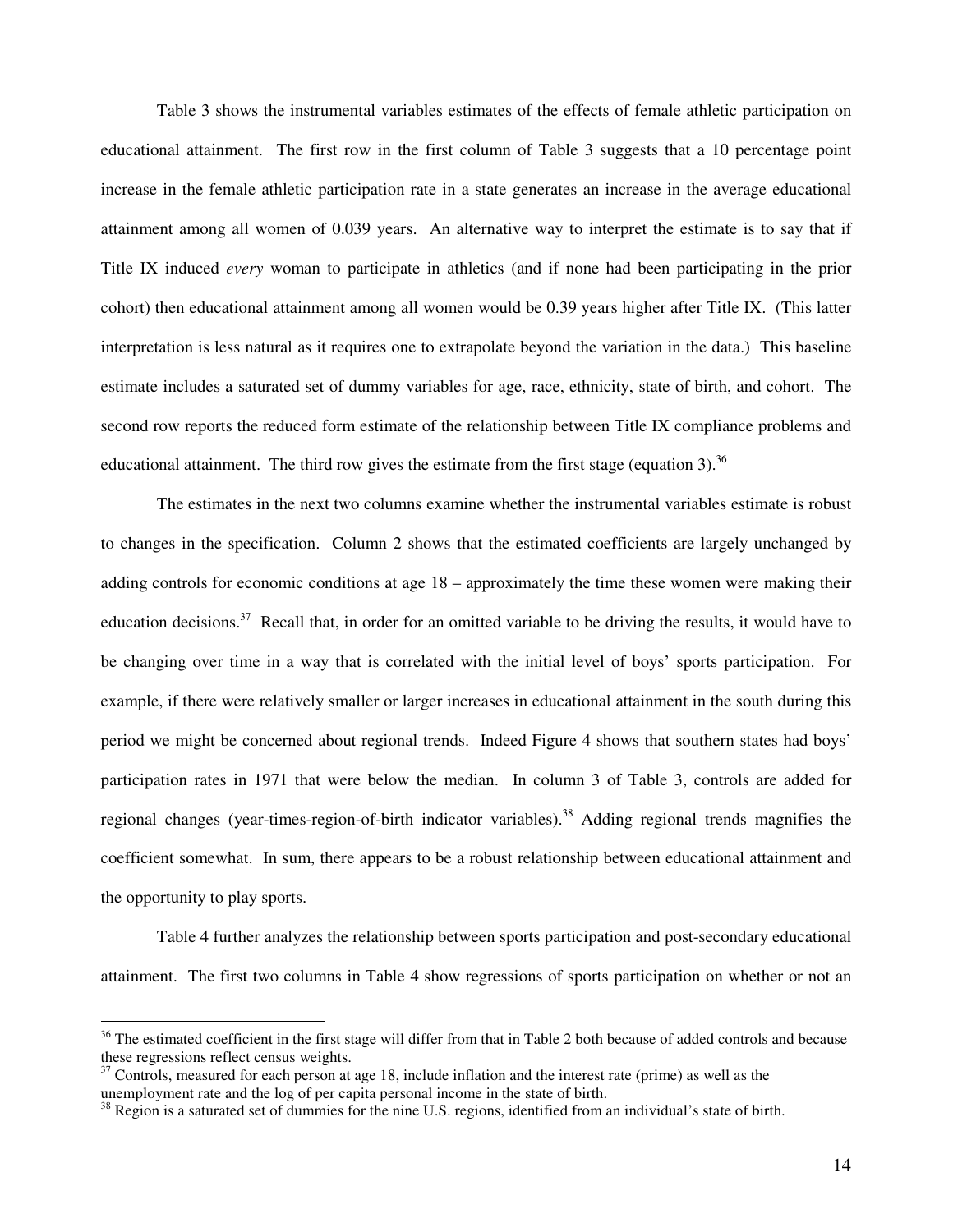Table 3 shows the instrumental variables estimates of the effects of female athletic participation on educational attainment. The first row in the first column of Table 3 suggests that a 10 percentage point increase in the female athletic participation rate in a state generates an increase in the average educational attainment among all women of 0.039 years. An alternative way to interpret the estimate is to say that if Title IX induced *every* woman to participate in athletics (and if none had been participating in the prior cohort) then educational attainment among all women would be 0.39 years higher after Title IX. (This latter interpretation is less natural as it requires one to extrapolate beyond the variation in the data.) This baseline estimate includes a saturated set of dummy variables for age, race, ethnicity, state of birth, and cohort. The second row reports the reduced form estimate of the relationship between Title IX compliance problems and educational attainment. The third row gives the estimate from the first stage (equation 3).[36]

The estimates in the next two columns examine whether the instrumental variables estimate is robust to changes in the specification. Column 2 shows that the estimated coefficients are largely unchanged by adding controls for economic conditions at age 18 – approximately the time these women were making their education decisions.[37] Recall that, in order for an omitted variable to be driving the results, it would have to be changing over time in a way that is correlated with the initial level of boys' sports participation. For example, if there were relatively smaller or larger increases in educational attainment in the south during this period we might be concerned about regional trends. Indeed Figure 4 shows that southern states had boys' participation rates in 1971 that were below the median. In column 3 of Table 3, controls are added for regional changes (year-times-region-of-birth indicator variables).[38] Adding regional trends magnifies the coefficient somewhat. In sum, there appears to be a robust relationship between educational attainment and the opportunity to play sports.

Table 4 further analyzes the relationship between sports participation and post-secondary educational attainment. The first two columns in Table 4 show regressions of sports participation on whether or not an

[36] The estimated coefficient in the first stage will differ from that in Table 2 both because of added controls and because these regressions reflect census weights.

[37] Controls, measured for each person at age 18, include inflation and the interest rate (prime) as well as the unemployment rate and the log of per capita personal income in the state of birth.

[38] Region is a saturated set of dummies for the nine U.S. regions, identified from an individual's state of birth.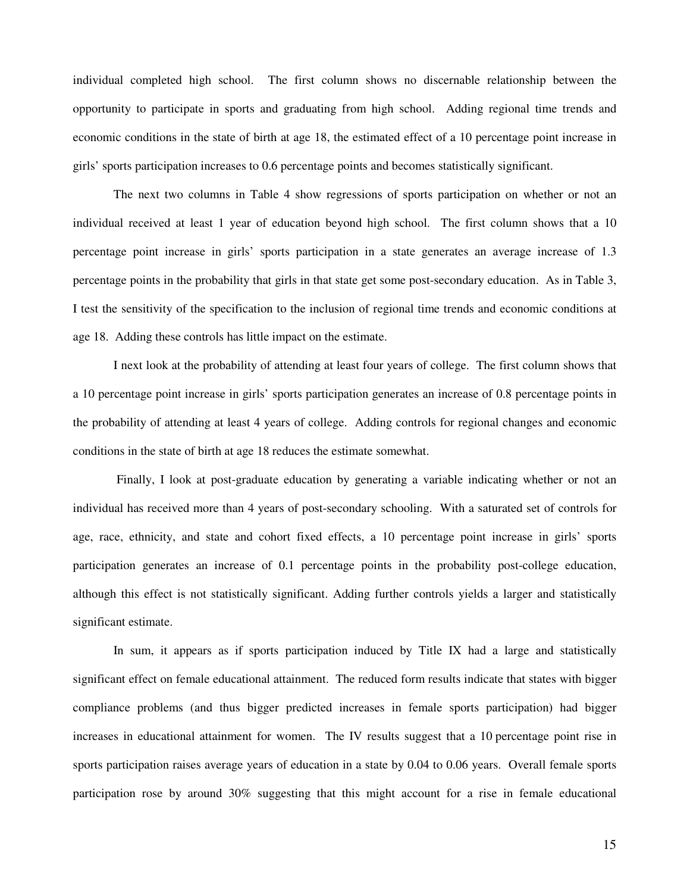individual completed high school. The first column shows no discernable relationship between the opportunity to participate in sports and graduating from high school. Adding regional time trends and economic conditions in the state of birth at age 18, the estimated effect of a 10 percentage point increase in girls' sports participation increases to 0.6 percentage points and becomes statistically significant.

The next two columns in Table 4 show regressions of sports participation on whether or not an individual received at least 1 year of education beyond high school. The first column shows that a 10 percentage point increase in girls' sports participation in a state generates an average increase of 1.3 percentage points in the probability that girls in that state get some post-secondary education. As in Table 3, I test the sensitivity of the specification to the inclusion of regional time trends and economic conditions at age 18. Adding these controls has little impact on the estimate.

I next look at the probability of attending at least four years of college. The first column shows that a 10 percentage point increase in girls' sports participation generates an increase of 0.8 percentage points in the probability of attending at least 4 years of college. Adding controls for regional changes and economic conditions in the state of birth at age 18 reduces the estimate somewhat.

Finally, I look at post-graduate education by generating a variable indicating whether or not an individual has received more than 4 years of post-secondary schooling. With a saturated set of controls for age, race, ethnicity, and state and cohort fixed effects, a 10 percentage point increase in girls' sports participation generates an increase of 0.1 percentage points in the probability post-college education, although this effect is not statistically significant. Adding further controls yields a larger and statistically significant estimate.

In sum, it appears as if sports participation induced by Title IX had a large and statistically significant effect on female educational attainment. The reduced form results indicate that states with bigger compliance problems (and thus bigger predicted increases in female sports participation) had bigger increases in educational attainment for women. The IV results suggest that a 10 percentage point rise in sports participation raises average years of education in a state by 0.04 to 0.06 years. Overall female sports participation rose by around 30% suggesting that this might account for a rise in female educational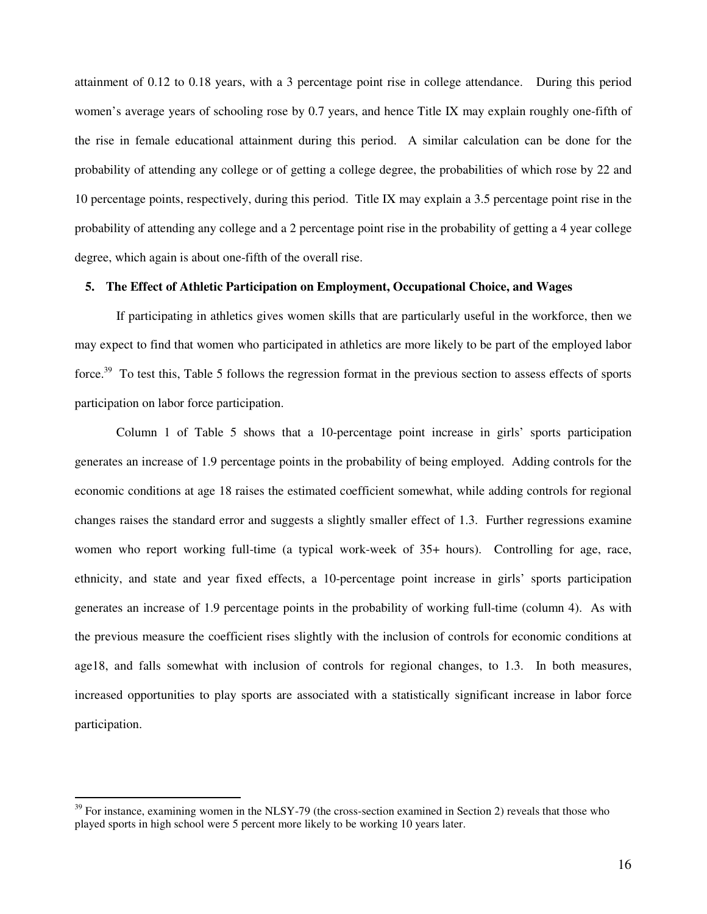attainment of 0.12 to 0.18 years, with a 3 percentage point rise in college attendance. During this period women's average years of schooling rose by 0.7 years, and hence Title IX may explain roughly one-fifth of the rise in female educational attainment during this period. A similar calculation can be done for the probability of attending any college or of getting a college degree, the probabilities of which rose by 22 and 10 percentage points, respectively, during this period. Title IX may explain a 3.5 percentage point rise in the probability of attending any college and a 2 percentage point rise in the probability of getting a 4 year college degree, which again is about one-fifth of the overall rise.

## 5. The Effect of Athletic Participation on Employment, Occupational Choice, and Wages

If participating in athletics gives women skills that are particularly useful in the workforce, then we may expect to find that women who participated in athletics are more likely to be part of the employed labor force.[39] To test this, Table 5 follows the regression format in the previous section to assess effects of sports participation on labor force participation.

Column 1 of Table 5 shows that a 10-percentage point increase in girls' sports participation generates an increase of 1.9 percentage points in the probability of being employed. Adding controls for the economic conditions at age 18 raises the estimated coefficient somewhat, while adding controls for regional changes raises the standard error and suggests a slightly smaller effect of 1.3. Further regressions examine women who report working full-time (a typical work-week of 35+ hours). Controlling for age, race, ethnicity, and state and year fixed effects, a 10-percentage point increase in girls' sports participation generates an increase of 1.9 percentage points in the probability of working full-time (column 4). As with the previous measure the coefficient rises slightly with the inclusion of controls for economic conditions at age18, and falls somewhat with inclusion of controls for regional changes, to 1.3. In both measures, increased opportunities to play sports are associated with a statistically significant increase in labor force participation.

---

[39] For instance, examining women in the NLSY-79 (the cross-section examined in Section 2) reveals that those who played sports in high school were 5 percent more likely to be working 10 years later.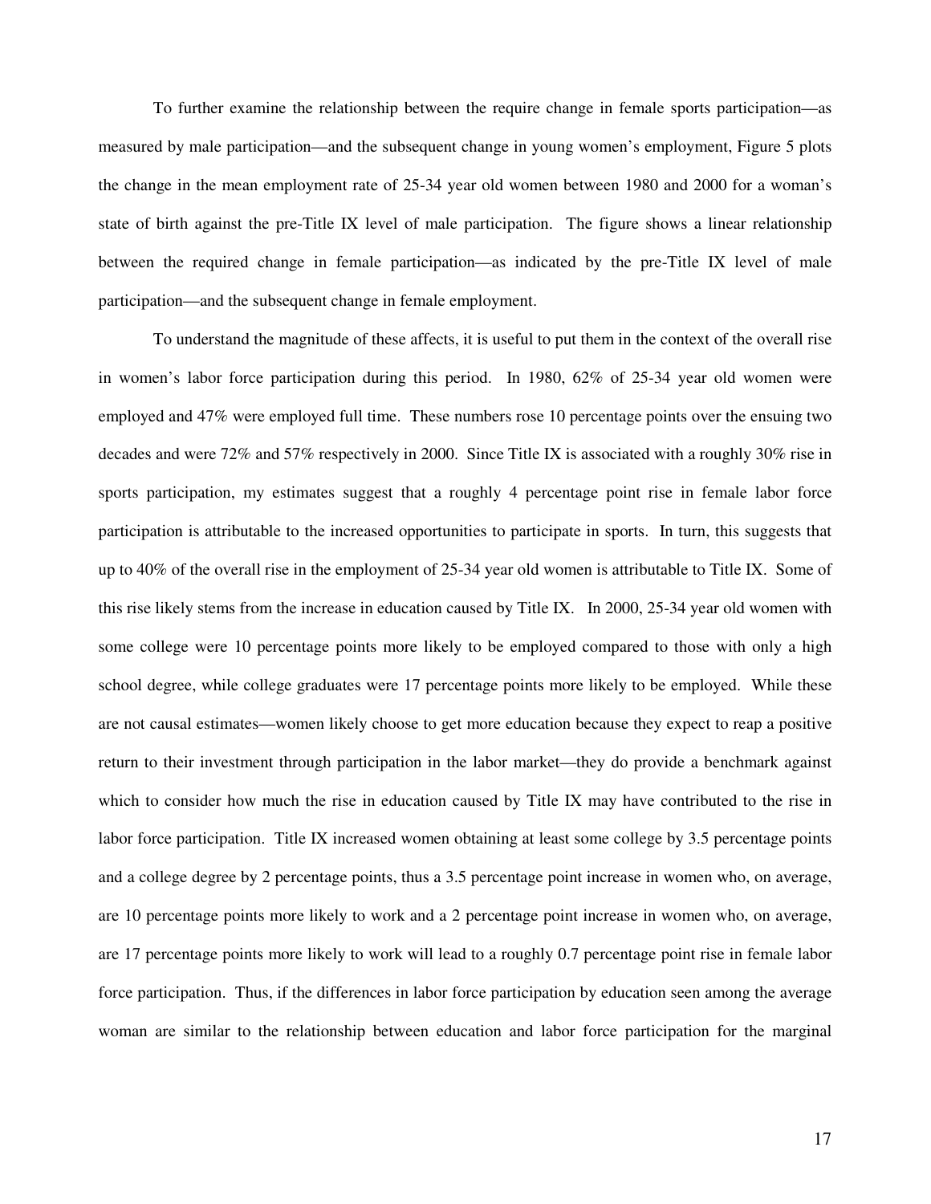To further examine the relationship between the require change in female sports participation—as measured by male participation—and the subsequent change in young women's employment, Figure 5 plots the change in the mean employment rate of 25-34 year old women between 1980 and 2000 for a woman's state of birth against the pre-Title IX level of male participation. The figure shows a linear relationship between the required change in female participation—as indicated by the pre-Title IX level of male participation—and the subsequent change in female employment.

To understand the magnitude of these affects, it is useful to put them in the context of the overall rise in women's labor force participation during this period. In 1980, 62% of 25-34 year old women were employed and 47% were employed full time. These numbers rose 10 percentage points over the ensuing two decades and were 72% and 57% respectively in 2000. Since Title IX is associated with a roughly 30% rise in sports participation, my estimates suggest that a roughly 4 percentage point rise in female labor force participation is attributable to the increased opportunities to participate in sports. In turn, this suggests that up to 40% of the overall rise in the employment of 25-34 year old women is attributable to Title IX. Some of this rise likely stems from the increase in education caused by Title IX. In 2000, 25-34 year old women with some college were 10 percentage points more likely to be employed compared to those with only a high school degree, while college graduates were 17 percentage points more likely to be employed. While these are not causal estimates—women likely choose to get more education because they expect to reap a positive return to their investment through participation in the labor market—they do provide a benchmark against which to consider how much the rise in education caused by Title IX may have contributed to the rise in labor force participation. Title IX increased women obtaining at least some college by 3.5 percentage points and a college degree by 2 percentage points, thus a 3.5 percentage point increase in women who, on average, are 10 percentage points more likely to work and a 2 percentage point increase in women who, on average, are 17 percentage points more likely to work will lead to a roughly 0.7 percentage point rise in female labor force participation. Thus, if the differences in labor force participation by education seen among the average woman are similar to the relationship between education and labor force participation for the marginal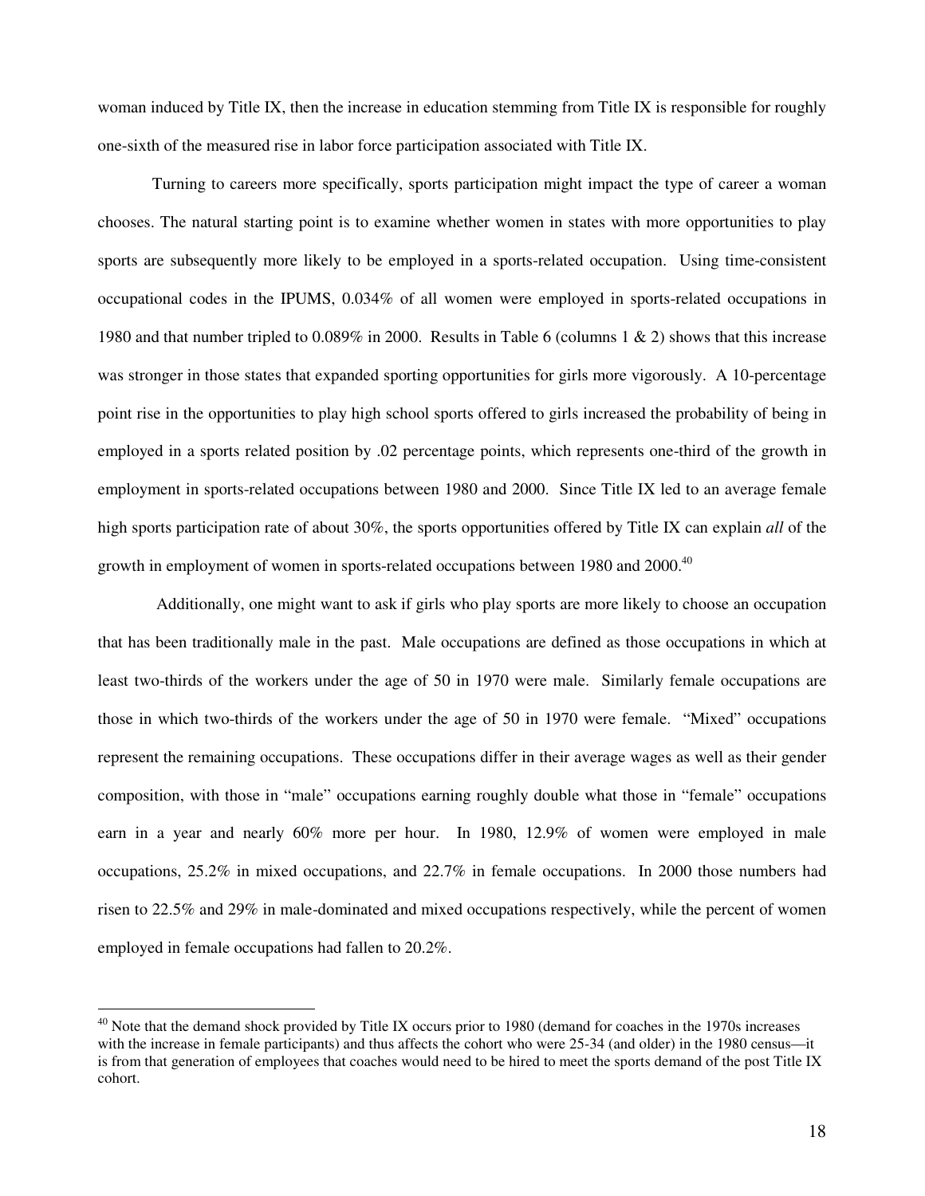woman induced by Title IX, then the increase in education stemming from Title IX is responsible for roughly one-sixth of the measured rise in labor force participation associated with Title IX.

Turning to careers more specifically, sports participation might impact the type of career a woman chooses. The natural starting point is to examine whether women in states with more opportunities to play sports are subsequently more likely to be employed in a sports-related occupation. Using time-consistent occupational codes in the IPUMS, 0.034% of all women were employed in sports-related occupations in 1980 and that number tripled to 0.089% in 2000. Results in Table 6 (columns 1 & 2) shows that this increase was stronger in those states that expanded sporting opportunities for girls more vigorously. A 10-percentage point rise in the opportunities to play high school sports offered to girls increased the probability of being in employed in a sports related position by .02 percentage points, which represents one-third of the growth in employment in sports-related occupations between 1980 and 2000. Since Title IX led to an average female high sports participation rate of about 30%, the sports opportunities offered by Title IX can explain *all* of the growth in employment of women in sports-related occupations between 1980 and 2000.[40]

Additionally, one might want to ask if girls who play sports are more likely to choose an occupation that has been traditionally male in the past. Male occupations are defined as those occupations in which at least two-thirds of the workers under the age of 50 in 1970 were male. Similarly female occupations are those in which two-thirds of the workers under the age of 50 in 1970 were female. "Mixed" occupations represent the remaining occupations. These occupations differ in their average wages as well as their gender composition, with those in "male" occupations earning roughly double what those in "female" occupations earn in a year and nearly 60% more per hour. In 1980, 12.9% of women were employed in male occupations, 25.2% in mixed occupations, and 22.7% in female occupations. In 2000 those numbers had risen to 22.5% and 29% in male-dominated and mixed occupations respectively, while the percent of women employed in female occupations had fallen to 20.2%.

[40] Note that the demand shock provided by Title IX occurs prior to 1980 (demand for coaches in the 1970s increases with the increase in female participants) and thus affects the cohort who were 25-34 (and older) in the 1980 census—it is from that generation of employees that coaches would need to be hired to meet the sports demand of the post Title IX cohort.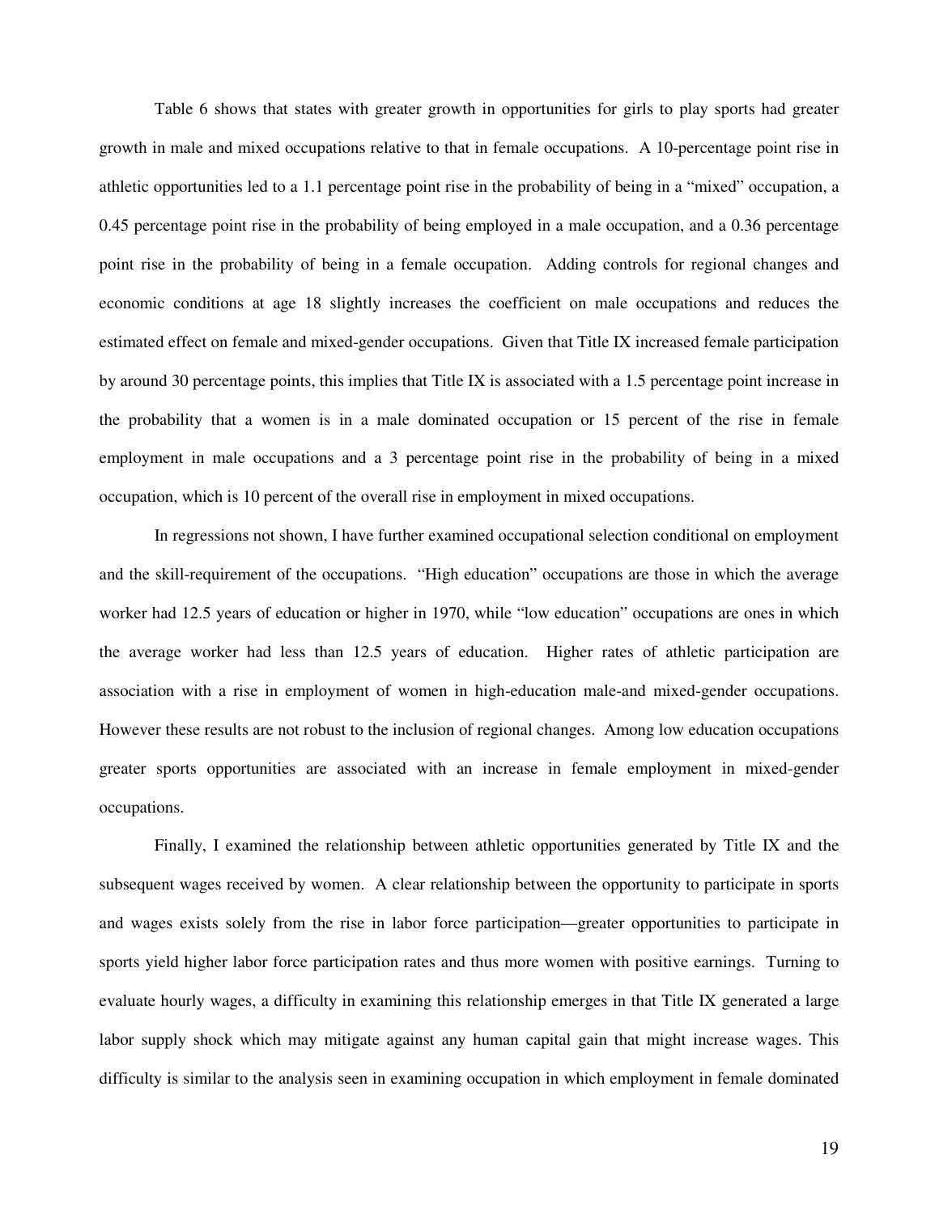Table 6 shows that states with greater growth in opportunities for girls to play sports had greater growth in male and mixed occupations relative to that in female occupations. A 10-percentage point rise in athletic opportunities led to a 1.1 percentage point rise in the probability of being in a "mixed" occupation, a 0.45 percentage point rise in the probability of being employed in a male occupation, and a 0.36 percentage point rise in the probability of being in a female occupation. Adding controls for regional changes and economic conditions at age 18 slightly increases the coefficient on male occupations and reduces the estimated effect on female and mixed-gender occupations. Given that Title IX increased female participation by around 30 percentage points, this implies that Title IX is associated with a 1.5 percentage point increase in the probability that a women is in a male dominated occupation or 15 percent of the rise in female employment in male occupations and a 3 percentage point rise in the probability of being in a mixed occupation, which is 10 percent of the overall rise in employment in mixed occupations.

In regressions not shown, I have further examined occupational selection conditional on employment and the skill-requirement of the occupations. "High education" occupations are those in which the average worker had 12.5 years of education or higher in 1970, while "low education" occupations are ones in which the average worker had less than 12.5 years of education. Higher rates of athletic participation are association with a rise in employment of women in high-education male-and mixed-gender occupations. However these results are not robust to the inclusion of regional changes. Among low education occupations greater sports opportunities are associated with an increase in female employment in mixed-gender occupations.

Finally, I examined the relationship between athletic opportunities generated by Title IX and the subsequent wages received by women. A clear relationship between the opportunity to participate in sports and wages exists solely from the rise in labor force participation—greater opportunities to participate in sports yield higher labor force participation rates and thus more women with positive earnings. Turning to evaluate hourly wages, a difficulty in examining this relationship emerges in that Title IX generated a large labor supply shock which may mitigate against any human capital gain that might increase wages. This difficulty is similar to the analysis seen in examining occupation in which employment in female dominated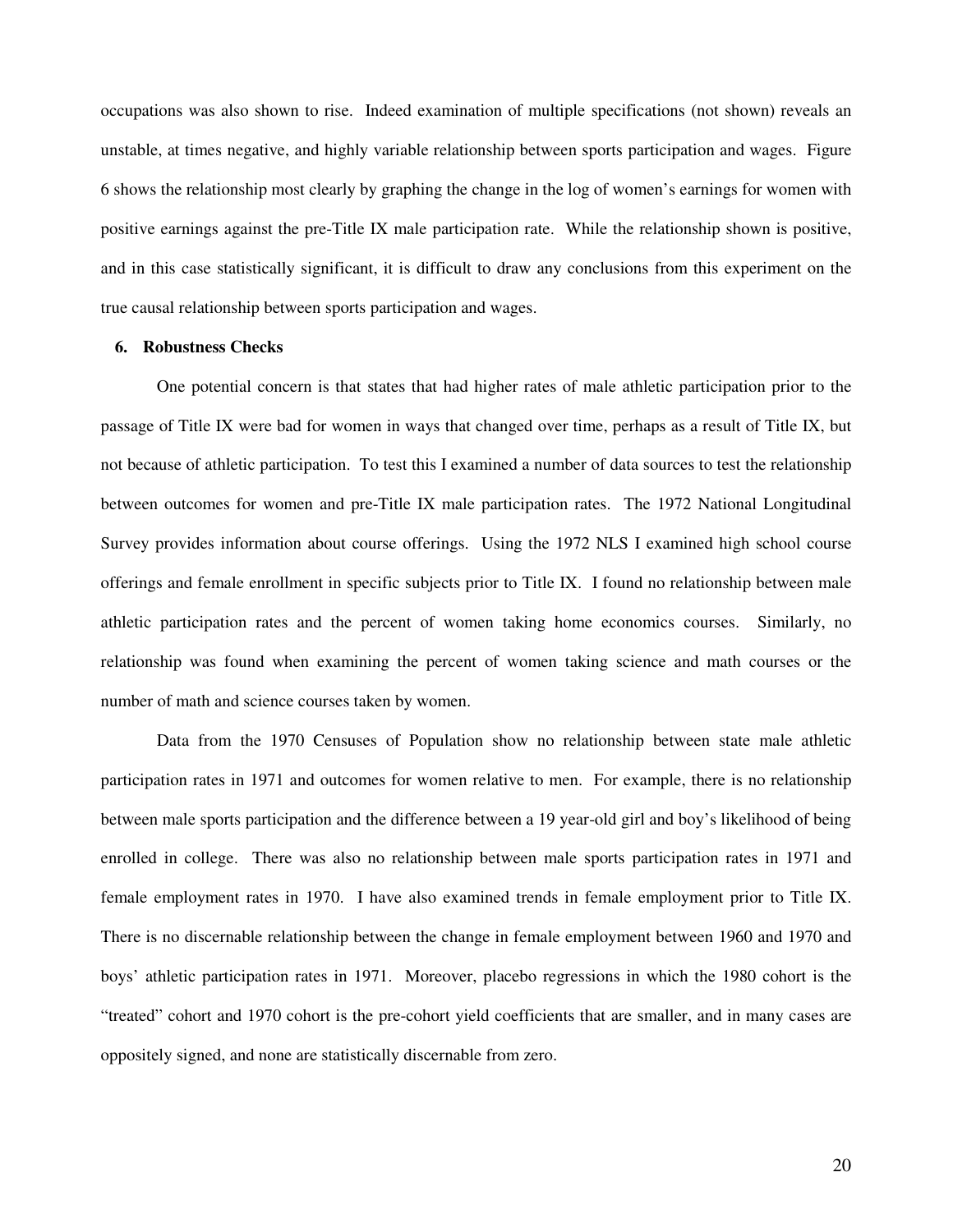occupations was also shown to rise. Indeed examination of multiple specifications (not shown) reveals an unstable, at times negative, and highly variable relationship between sports participation and wages. Figure 6 shows the relationship most clearly by graphing the change in the log of women's earnings for women with positive earnings against the pre-Title IX male participation rate. While the relationship shown is positive, and in this case statistically significant, it is difficult to draw any conclusions from this experiment on the true causal relationship between sports participation and wages.

## 6. Robustness Checks

One potential concern is that states that had higher rates of male athletic participation prior to the passage of Title IX were bad for women in ways that changed over time, perhaps as a result of Title IX, but not because of athletic participation. To test this I examined a number of data sources to test the relationship between outcomes for women and pre-Title IX male participation rates. The 1972 National Longitudinal Survey provides information about course offerings. Using the 1972 NLS I examined high school course offerings and female enrollment in specific subjects prior to Title IX. I found no relationship between male athletic participation rates and the percent of women taking home economics courses. Similarly, no relationship was found when examining the percent of women taking science and math courses or the number of math and science courses taken by women.

Data from the 1970 Censuses of Population show no relationship between state male athletic participation rates in 1971 and outcomes for women relative to men. For example, there is no relationship between male sports participation and the difference between a 19 year-old girl and boy's likelihood of being enrolled in college. There was also no relationship between male sports participation rates in 1971 and female employment rates in 1970. I have also examined trends in female employment prior to Title IX. There is no discernable relationship between the change in female employment between 1960 and 1970 and boys' athletic participation rates in 1971. Moreover, placebo regressions in which the 1980 cohort is the "treated" cohort and 1970 cohort is the pre-cohort yield coefficients that are smaller, and in many cases are oppositely signed, and none are statistically discernable from zero.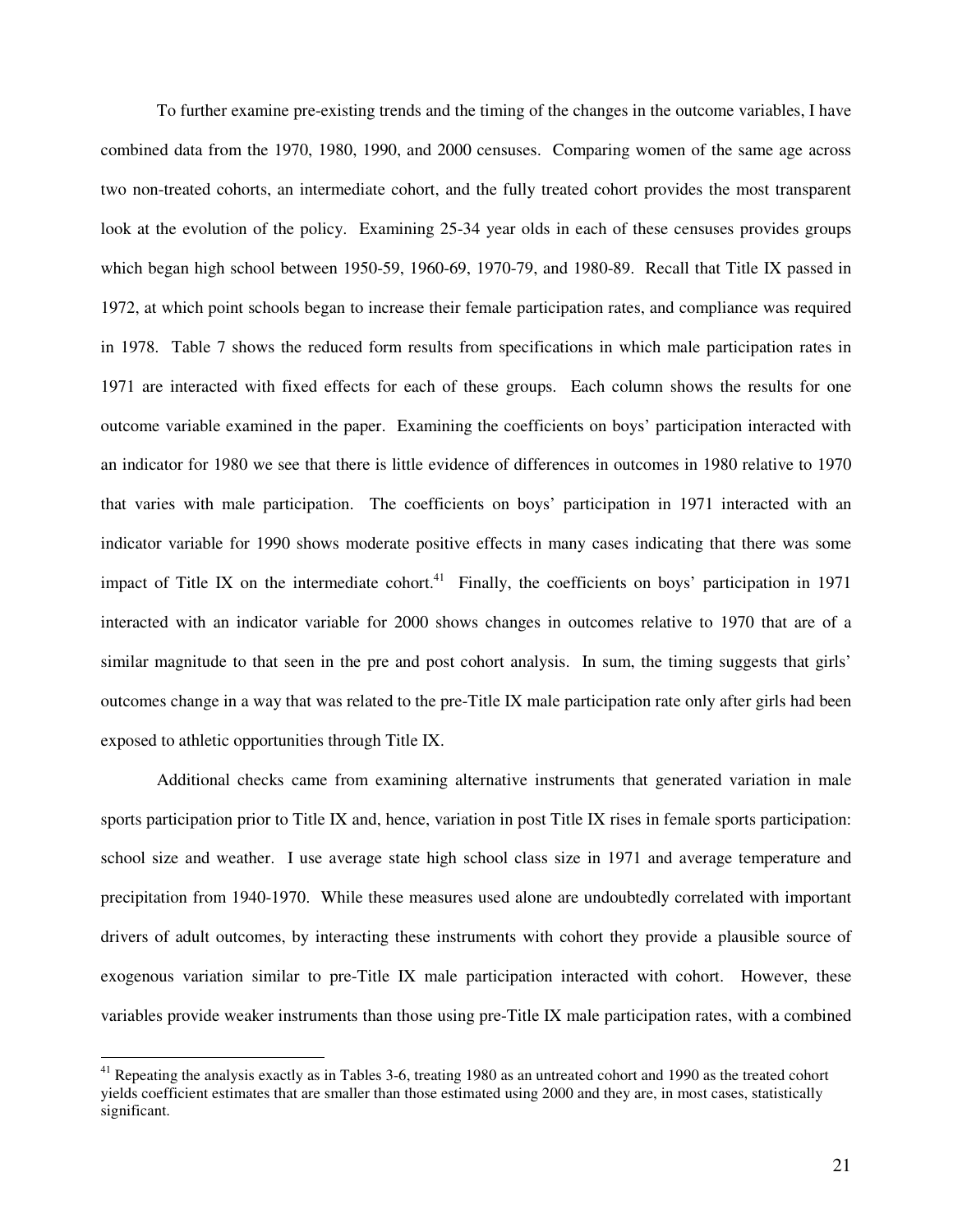To further examine pre-existing trends and the timing of the changes in the outcome variables, I have combined data from the 1970, 1980, 1990, and 2000 censuses. Comparing women of the same age across two non-treated cohorts, an intermediate cohort, and the fully treated cohort provides the most transparent look at the evolution of the policy. Examining 25-34 year olds in each of these censuses provides groups which began high school between 1950-59, 1960-69, 1970-79, and 1980-89. Recall that Title IX passed in 1972, at which point schools began to increase their female participation rates, and compliance was required in 1978. Table 7 shows the reduced form results from specifications in which male participation rates in 1971 are interacted with fixed effects for each of these groups. Each column shows the results for one outcome variable examined in the paper. Examining the coefficients on boys' participation interacted with an indicator for 1980 we see that there is little evidence of differences in outcomes in 1980 relative to 1970 that varies with male participation. The coefficients on boys' participation in 1971 interacted with an indicator variable for 1990 shows moderate positive effects in many cases indicating that there was some impact of Title IX on the intermediate cohort.[41] Finally, the coefficients on boys' participation in 1971 interacted with an indicator variable for 2000 shows changes in outcomes relative to 1970 that are of a similar magnitude to that seen in the pre and post cohort analysis. In sum, the timing suggests that girls' outcomes change in a way that was related to the pre-Title IX male participation rate only after girls had been exposed to athletic opportunities through Title IX.

Additional checks came from examining alternative instruments that generated variation in male sports participation prior to Title IX and, hence, variation in post Title IX rises in female sports participation: school size and weather. I use average state high school class size in 1971 and average temperature and precipitation from 1940-1970. While these measures used alone are undoubtedly correlated with important drivers of adult outcomes, by interacting these instruments with cohort they provide a plausible source of exogenous variation similar to pre-Title IX male participation interacted with cohort. However, these variables provide weaker instruments than those using pre-Title IX male participation rates, with a combined

[41] Repeating the analysis exactly as in Tables 3-6, treating 1980 as an untreated cohort and 1990 as the treated cohort yields coefficient estimates that are smaller than those estimated using 2000 and they are, in most cases, statistically significant.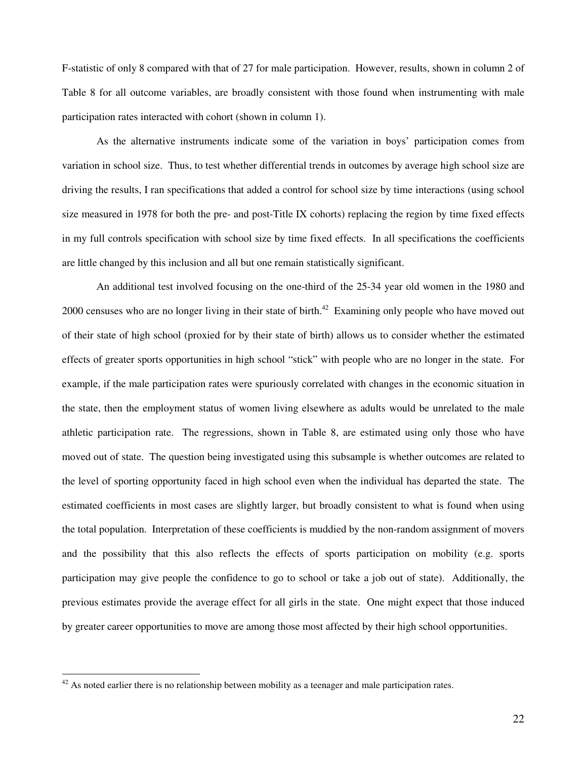F-statistic of only 8 compared with that of 27 for male participation. However, results, shown in column 2 of Table 8 for all outcome variables, are broadly consistent with those found when instrumenting with male participation rates interacted with cohort (shown in column 1).

As the alternative instruments indicate some of the variation in boys' participation comes from variation in school size. Thus, to test whether differential trends in outcomes by average high school size are driving the results, I ran specifications that added a control for school size by time interactions (using school size measured in 1978 for both the pre- and post-Title IX cohorts) replacing the region by time fixed effects in my full controls specification with school size by time fixed effects. In all specifications the coefficients are little changed by this inclusion and all but one remain statistically significant.

An additional test involved focusing on the one-third of the 25-34 year old women in the 1980 and 2000 censuses who are no longer living in their state of birth.[42] Examining only people who have moved out of their state of high school (proxied for by their state of birth) allows us to consider whether the estimated effects of greater sports opportunities in high school "stick" with people who are no longer in the state. For example, if the male participation rates were spuriously correlated with changes in the economic situation in the state, then the employment status of women living elsewhere as adults would be unrelated to the male athletic participation rate. The regressions, shown in Table 8, are estimated using only those who have moved out of state. The question being investigated using this subsample is whether outcomes are related to the level of sporting opportunity faced in high school even when the individual has departed the state. The estimated coefficients in most cases are slightly larger, but broadly consistent to what is found when using the total population. Interpretation of these coefficients is muddied by the non-random assignment of movers and the possibility that this also reflects the effects of sports participation on mobility (e.g. sports participation may give people the confidence to go to school or take a job out of state). Additionally, the previous estimates provide the average effect for all girls in the state. One might expect that those induced by greater career opportunities to move are among those most affected by their high school opportunities.

[42] As noted earlier there is no relationship between mobility as a teenager and male participation rates.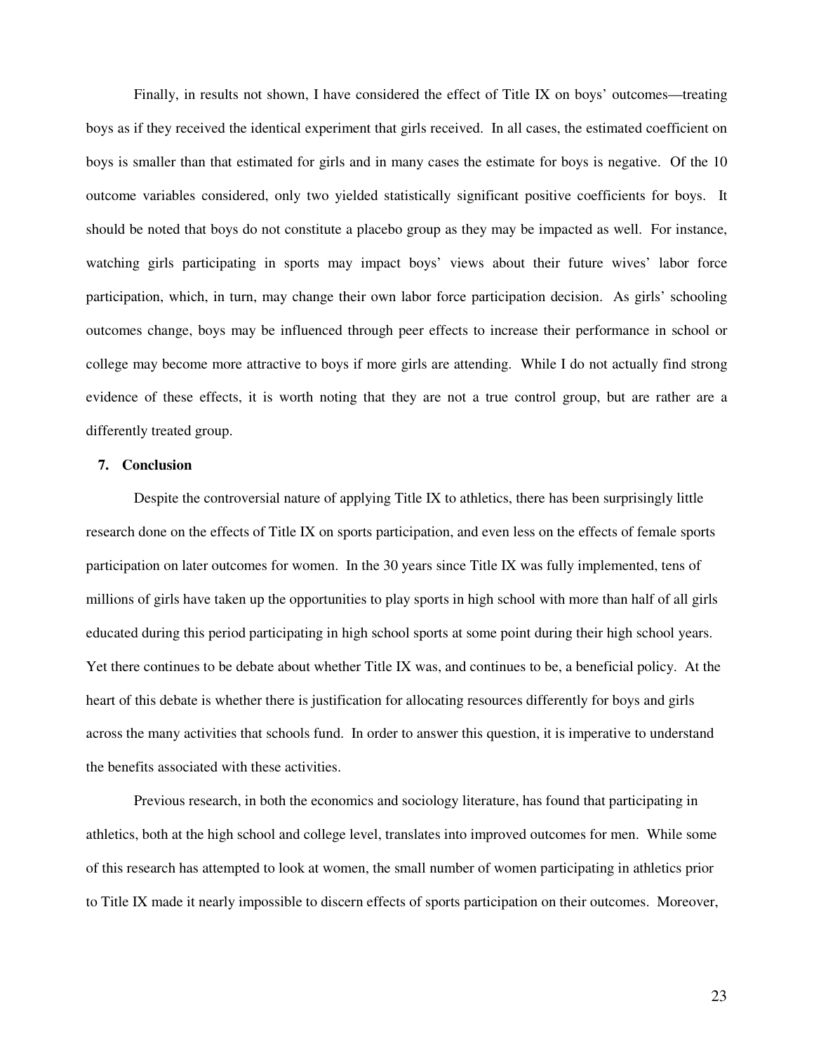Finally, in results not shown, I have considered the effect of Title IX on boys' outcomes—treating boys as if they received the identical experiment that girls received. In all cases, the estimated coefficient on boys is smaller than that estimated for girls and in many cases the estimate for boys is negative. Of the 10 outcome variables considered, only two yielded statistically significant positive coefficients for boys. It should be noted that boys do not constitute a placebo group as they may be impacted as well. For instance, watching girls participating in sports may impact boys' views about their future wives' labor force participation, which, in turn, may change their own labor force participation decision. As girls' schooling outcomes change, boys may be influenced through peer effects to increase their performance in school or college may become more attractive to boys if more girls are attending. While I do not actually find strong evidence of these effects, it is worth noting that they are not a true control group, but are rather are a differently treated group.

## 7. Conclusion

Despite the controversial nature of applying Title IX to athletics, there has been surprisingly little research done on the effects of Title IX on sports participation, and even less on the effects of female sports participation on later outcomes for women. In the 30 years since Title IX was fully implemented, tens of millions of girls have taken up the opportunities to play sports in high school with more than half of all girls educated during this period participating in high school sports at some point during their high school years. Yet there continues to be debate about whether Title IX was, and continues to be, a beneficial policy. At the heart of this debate is whether there is justification for allocating resources differently for boys and girls across the many activities that schools fund. In order to answer this question, it is imperative to understand the benefits associated with these activities.

Previous research, in both the economics and sociology literature, has found that participating in athletics, both at the high school and college level, translates into improved outcomes for men. While some of this research has attempted to look at women, the small number of women participating in athletics prior to Title IX made it nearly impossible to discern effects of sports participation on their outcomes. Moreover,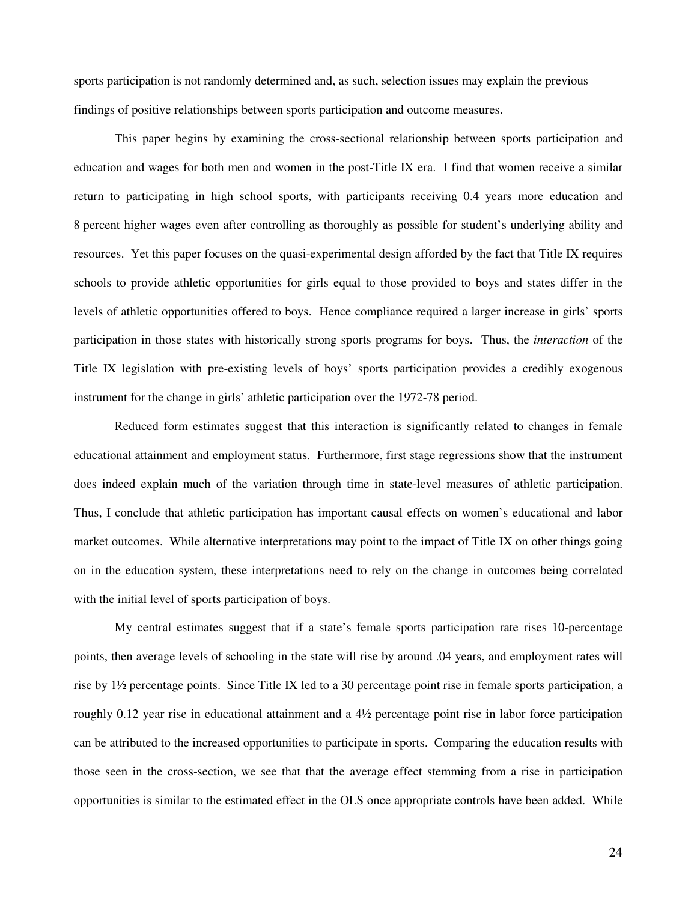sports participation is not randomly determined and, as such, selection issues may explain the previous findings of positive relationships between sports participation and outcome measures.

This paper begins by examining the cross-sectional relationship between sports participation and education and wages for both men and women in the post-Title IX era. I find that women receive a similar return to participating in high school sports, with participants receiving 0.4 years more education and 8 percent higher wages even after controlling as thoroughly as possible for student's underlying ability and resources. Yet this paper focuses on the quasi-experimental design afforded by the fact that Title IX requires schools to provide athletic opportunities for girls equal to those provided to boys and states differ in the levels of athletic opportunities offered to boys. Hence compliance required a larger increase in girls' sports participation in those states with historically strong sports programs for boys. Thus, the *interaction* of the Title IX legislation with pre-existing levels of boys' sports participation provides a credibly exogenous instrument for the change in girls' athletic participation over the 1972-78 period.

Reduced form estimates suggest that this interaction is significantly related to changes in female educational attainment and employment status. Furthermore, first stage regressions show that the instrument does indeed explain much of the variation through time in state-level measures of athletic participation. Thus, I conclude that athletic participation has important causal effects on women's educational and labor market outcomes. While alternative interpretations may point to the impact of Title IX on other things going on in the education system, these interpretations need to rely on the change in outcomes being correlated with the initial level of sports participation of boys.

My central estimates suggest that if a state's female sports participation rate rises 10-percentage points, then average levels of schooling in the state will rise by around .04 years, and employment rates will rise by 1½ percentage points. Since Title IX led to a 30 percentage point rise in female sports participation, a roughly 0.12 year rise in educational attainment and a 4½ percentage point rise in labor force participation can be attributed to the increased opportunities to participate in sports. Comparing the education results with those seen in the cross-section, we see that that the average effect stemming from a rise in participation opportunities is similar to the estimated effect in the OLS once appropriate controls have been added. While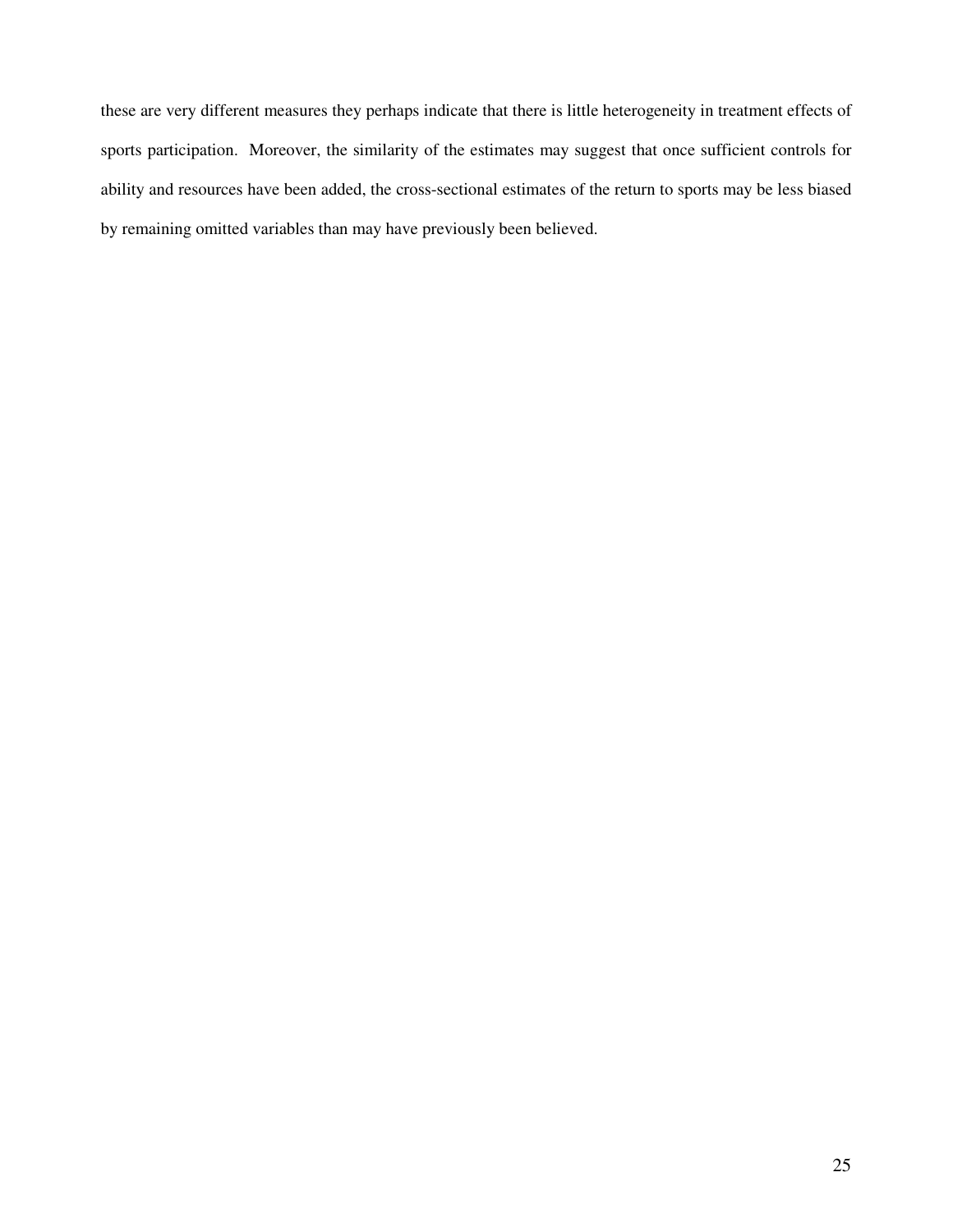these are very different measures they perhaps indicate that there is little heterogeneity in treatment effects of sports participation. Moreover, the similarity of the estimates may suggest that once sufficient controls for ability and resources have been added, the cross-sectional estimates of the return to sports may be less biased by remaining omitted variables than may have previously been believed.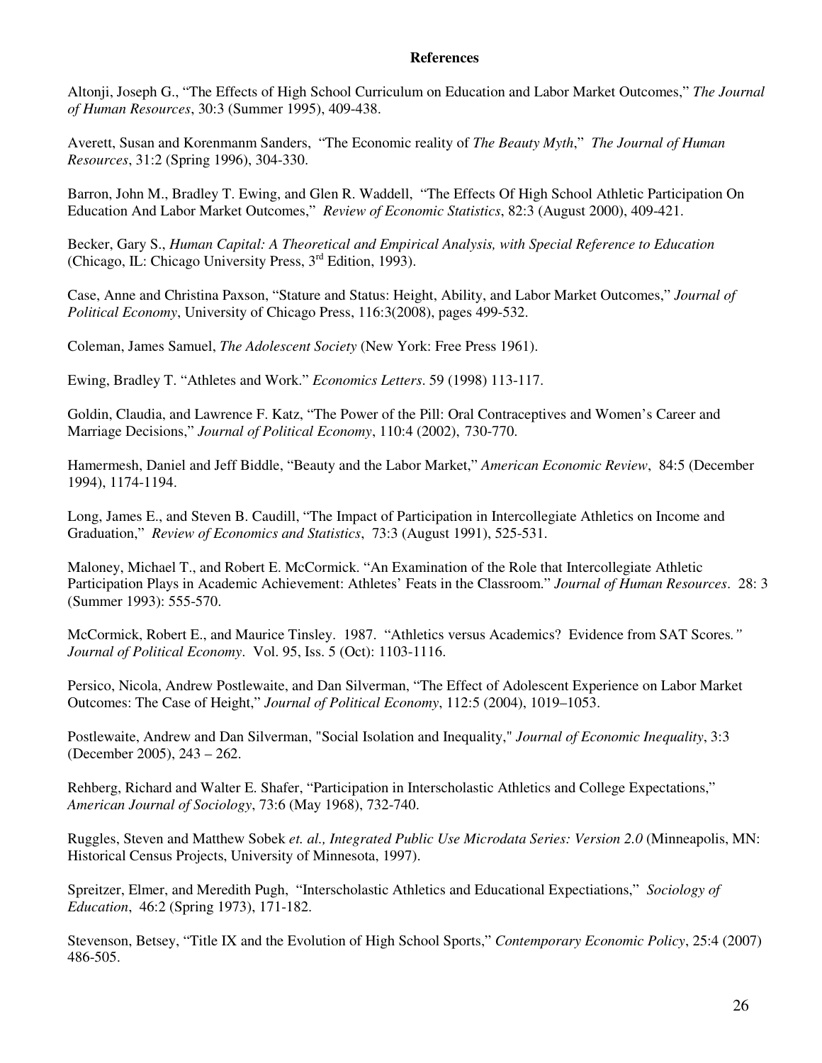**References**

Altonji, Joseph G., "The Effects of High School Curriculum on Education and Labor Market Outcomes," *The Journal of Human Resources*, 30:3 (Summer 1995), 409-438.

Averett, Susan and Korenmanm Sanders, "The Economic reality of *The Beauty Myth*," *The Journal of Human Resources*, 31:2 (Spring 1996), 304-330.

Barron, John M., Bradley T. Ewing, and Glen R. Waddell, "The Effects Of High School Athletic Participation On Education And Labor Market Outcomes," *Review of Economic Statistics*, 82:3 (August 2000), 409-421.

Becker, Gary S., *Human Capital: A Theoretical and Empirical Analysis, with Special Reference to Education* (Chicago, IL: Chicago University Press, 3rd Edition, 1993).

Case, Anne and Christina Paxson, "Stature and Status: Height, Ability, and Labor Market Outcomes," *Journal of Political Economy*, University of Chicago Press, 116:3(2008), pages 499-532.

Coleman, James Samuel, *The Adolescent Society* (New York: Free Press 1961).

Ewing, Bradley T. "Athletes and Work." *Economics Letters*. 59 (1998) 113-117.

Goldin, Claudia, and Lawrence F. Katz, "The Power of the Pill: Oral Contraceptives and Women's Career and Marriage Decisions," *Journal of Political Economy*, 110:4 (2002), 730-770.

Hamermesh, Daniel and Jeff Biddle, "Beauty and the Labor Market," *American Economic Review*, 84:5 (December 1994), 1174-1194.

Long, James E., and Steven B. Caudill, "The Impact of Participation in Intercollegiate Athletics on Income and Graduation," *Review of Economics and Statistics*, 73:3 (August 1991), 525-531.

Maloney, Michael T., and Robert E. McCormick. "An Examination of the Role that Intercollegiate Athletic Participation Plays in Academic Achievement: Athletes' Feats in the Classroom." *Journal of Human Resources*. 28: 3 (Summer 1993): 555-570.

McCormick, Robert E., and Maurice Tinsley. 1987. "Athletics versus Academics? Evidence from SAT Scores." *Journal of Political Economy*. Vol. 95, Iss. 5 (Oct): 1103-1116.

Persico, Nicola, Andrew Postlewaite, and Dan Silverman, "The Effect of Adolescent Experience on Labor Market Outcomes: The Case of Height," *Journal of Political Economy*, 112:5 (2004), 1019–1053.

Postlewaite, Andrew and Dan Silverman, "Social Isolation and Inequality," *Journal of Economic Inequality*, 3:3 (December 2005), 243 – 262.

Rehberg, Richard and Walter E. Shafer, "Participation in Interscholastic Athletics and College Expectations," *American Journal of Sociology*, 73:6 (May 1968), 732-740.

Ruggles, Steven and Matthew Sobek *et. al., Integrated Public Use Microdata Series: Version 2.0* (Minneapolis, MN: Historical Census Projects, University of Minnesota, 1997).

Spreitzer, Elmer, and Meredith Pugh, "Interscholastic Athletics and Educational Expectiations," *Sociology of Education*, 46:2 (Spring 1973), 171-182.

Stevenson, Betsey, "Title IX and the Evolution of High School Sports," *Contemporary Economic Policy*, 25:4 (2007) 486-505.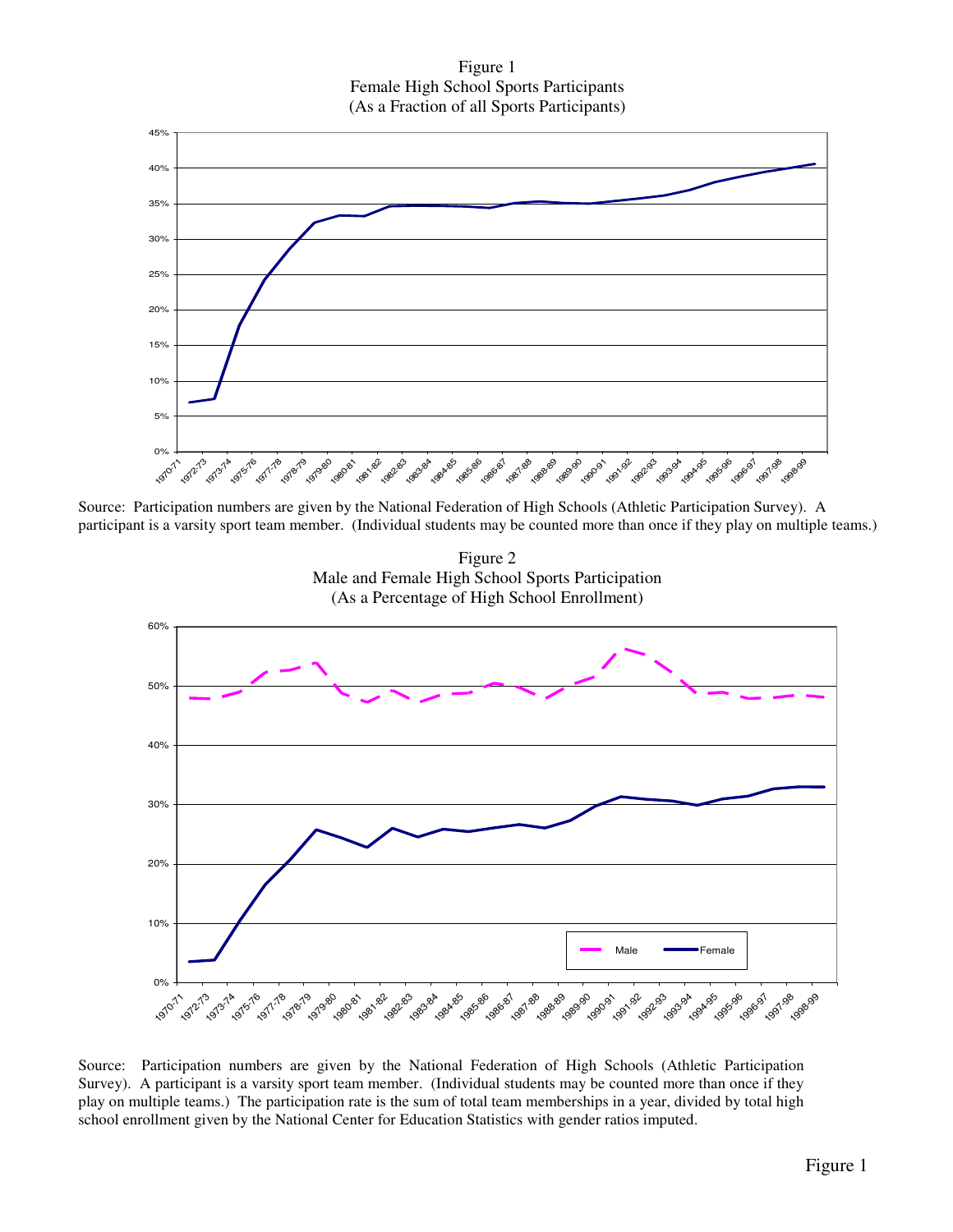Figure 1
Female High School Sports Participants
(As a Fraction of all Sports Participants)

Source: Participation numbers are given by the National Federation of High Schools (Athletic Participation Survey). A participant is a varsity sport team member. (Individual students may be counted more than once if they play on multiple teams.)

Figure 2
Male and Female High School Sports Participation
(As a Percentage of High School Enrollment)

Source: Participation numbers are given by the National Federation of High Schools (Athletic Participation Survey). A participant is a varsity sport team member. (Individual students may be counted more than once if they play on multiple teams.) The participation rate is the sum of total team memberships in a year, divided by total high school enrollment given by the National Center for Education Statistics with gender ratios imputed.

Figure 1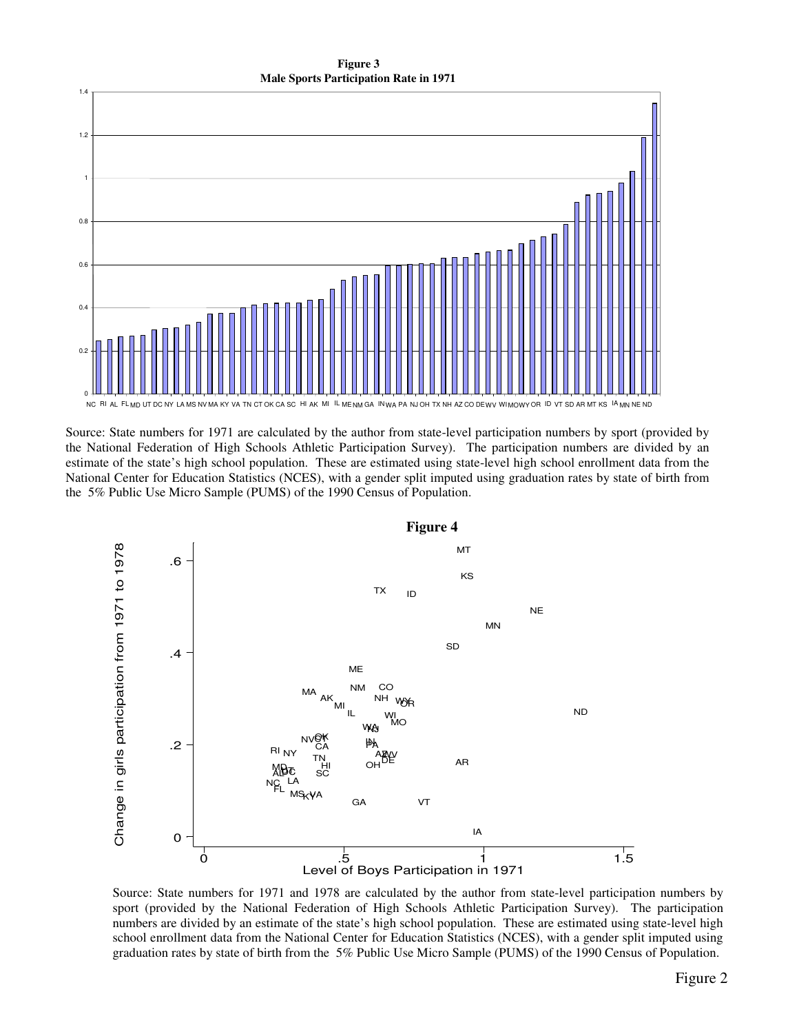**Figure 3**
**Male Sports Participation Rate in 1971**

Source: State numbers for 1971 are calculated by the author from state-level participation numbers by sport (provided by the National Federation of High Schools Athletic Participation Survey). The participation numbers are divided by an estimate of the state's high school population. These are estimated using state-level high school enrollment data from the National Center for Education Statistics (NCES), with a gender split imputed using graduation rates by state of birth from the 5% Public Use Micro Sample (PUMS) of the 1990 Census of Population.

**Figure 4**

Source: State numbers for 1971 and 1978 are calculated by the author from state-level participation numbers by sport (provided by the National Federation of High Schools Athletic Participation Survey). The participation numbers are divided by an estimate of the state's high school population. These are estimated using state-level high school enrollment data from the National Center for Education Statistics (NCES), with a gender split imputed using graduation rates by state of birth from the 5% Public Use Micro Sample (PUMS) of the 1990 Census of Population.

Figure 2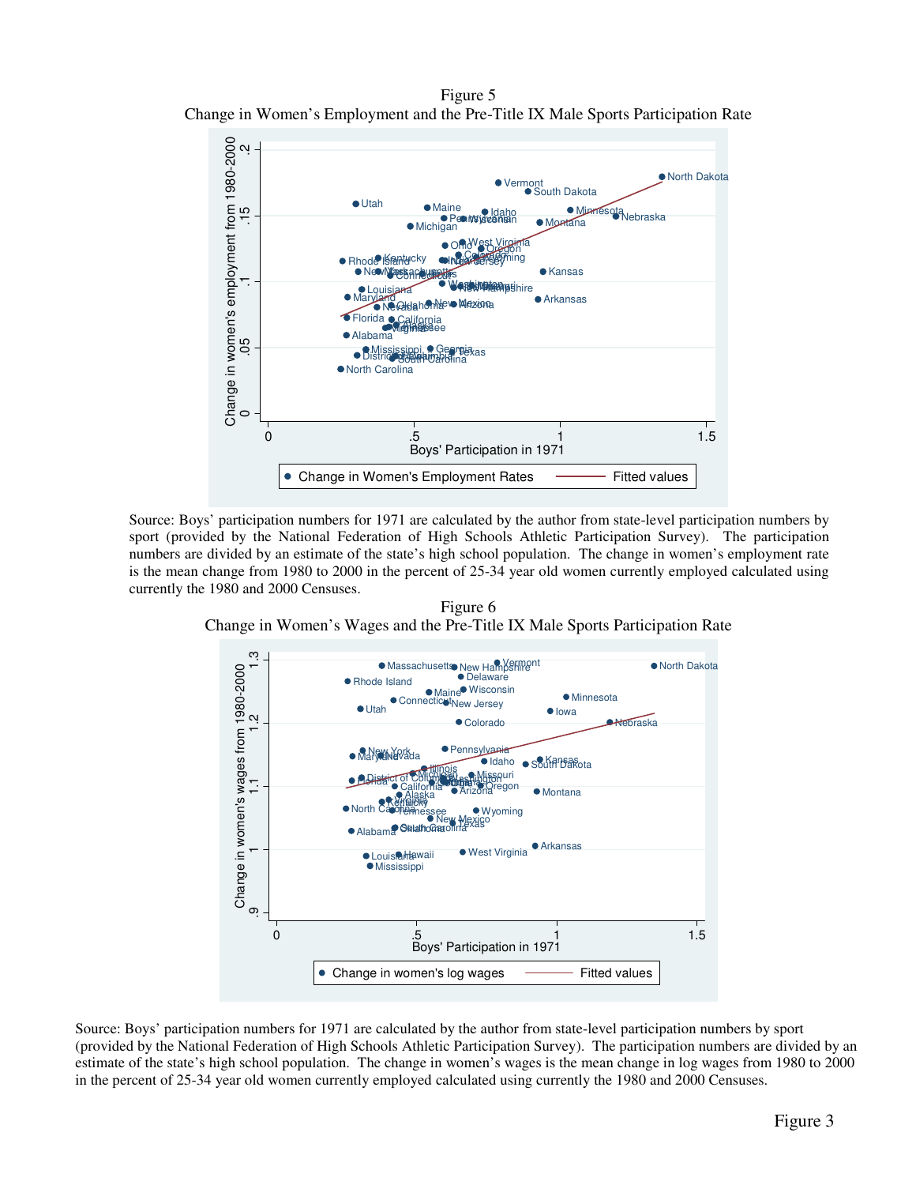Figure 5

Change in Women's Employment and the Pre-Title IX Male Sports Participation Rate

Source: Boys' participation numbers for 1971 are calculated by the author from state-level participation numbers by sport (provided by the National Federation of High Schools Athletic Participation Survey). The participation numbers are divided by an estimate of the state's high school population. The change in women's employment rate is the mean change from 1980 to 2000 in the percent of 25-34 year old women currently employed calculated using currently the 1980 and 2000 Censuses.

Figure 6

Change in Women's Wages and the Pre-Title IX Male Sports Participation Rate

Source: Boys' participation numbers for 1971 are calculated by the author from state-level participation numbers by sport (provided by the National Federation of High Schools Athletic Participation Survey). The participation numbers are divided by an estimate of the state's high school population. The change in women's wages is the mean change in log wages from 1980 to 2000 in the percent of 25-34 year old women currently employed calculated using currently the 1980 and 2000 Censuses.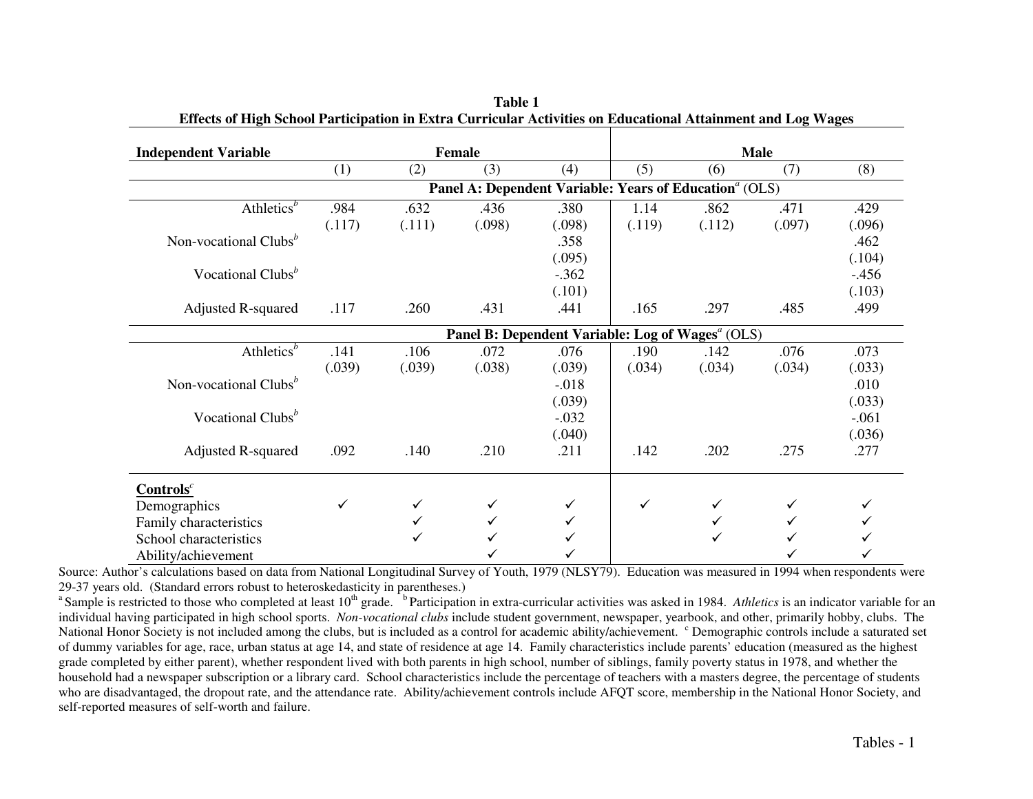**Table 1**
**Effects of High School Participation in Extra Curricular Activities on Educational Attainment and Log Wages**

| Independent Variable | Female | | | | Male | | | |
|---|---|---|---|---|---|---|---|---|
| | (1) | (2) | (3) | (4) | (5) | (6) | (7) | (8) |
| | **Panel A: Dependent Variable: Years of Education**[a] **(OLS)** | | | | | | | |
| Athletics[b] | .984 | .632 | .436 | .380 | 1.14 | .862 | .471 | .429 |
| | (.117) | (.111) | (.098) | (.098) | (.119) | (.112) | (.097) | (.096) |
| Non-vocational Clubs[b] | | | | .358 | | | | .462 |
| | | | | (.095) | | | | (.104) |
| Vocational Clubs[b] | | | | -.362 | | | | -.456 |
| | | | | (.101) | | | | (.103) |
| Adjusted R-squared | .117 | .260 | .431 | .441 | .165 | .297 | .485 | .499 |
| | **Panel B: Dependent Variable: Log of Wages**[a] **(OLS)** | | | | | | | |
| Athletics[b] | .141 | .106 | .072 | .076 | .190 | .142 | .076 | .073 |
| | (.039) | (.039) | (.038) | (.039) | (.034) | (.034) | (.034) | (.033) |
| Non-vocational Clubs[b] | | | | -.018 | | | | .010 |
| | | | | (.039) | | | | (.033) |
| Vocational Clubs[b] | | | | -.032 | | | | -.061 |
| | | | | (.040) | | | | (.036) |
| Adjusted R-squared | .092 | .140 | .210 | .211 | .142 | .202 | .275 | .277 |
| **Controls**[c] | | | | | | | | |
| Demographics | ✓ | ✓ | ✓ | ✓ | ✓ | ✓ | ✓ | ✓ |
| Family characteristics | | ✓ | ✓ | ✓ | | ✓ | ✓ | ✓ |
| School characteristics | | ✓ | ✓ | ✓ | | ✓ | ✓ | ✓ |
| Ability/achievement | | | ✓ | ✓ | | | ✓ | ✓ |

Source: Author's calculations based on data from National Longitudinal Survey of Youth, 1979 (NLSY79). Education was measured in 1994 when respondents were 29-37 years old. (Standard errors robust to heteroskedasticity in parentheses.)

[a] Sample is restricted to those who completed at least 10th grade. [b] Participation in extra-curricular activities was asked in 1984. *Athletics* is an indicator variable for an individual having participated in high school sports. *Non-vocational clubs* include student government, newspaper, yearbook, and other, primarily hobby, clubs. The National Honor Society is not included among the clubs, but is included as a control for academic ability/achievement. [c] Demographic controls include a saturated set of dummy variables for age, race, urban status at age 14, and state of residence at age 14. Family characteristics include parents' education (measured as the highest grade completed by either parent), whether respondent lived with both parents in high school, number of siblings, family poverty status in 1978, and whether the household had a newspaper subscription or a library card. School characteristics include the percentage of teachers with a masters degree, the percentage of students who are disadvantaged, the dropout rate, and the attendance rate. Ability/achievement controls include AFQT score, membership in the National Honor Society, and self-reported measures of self-worth and failure.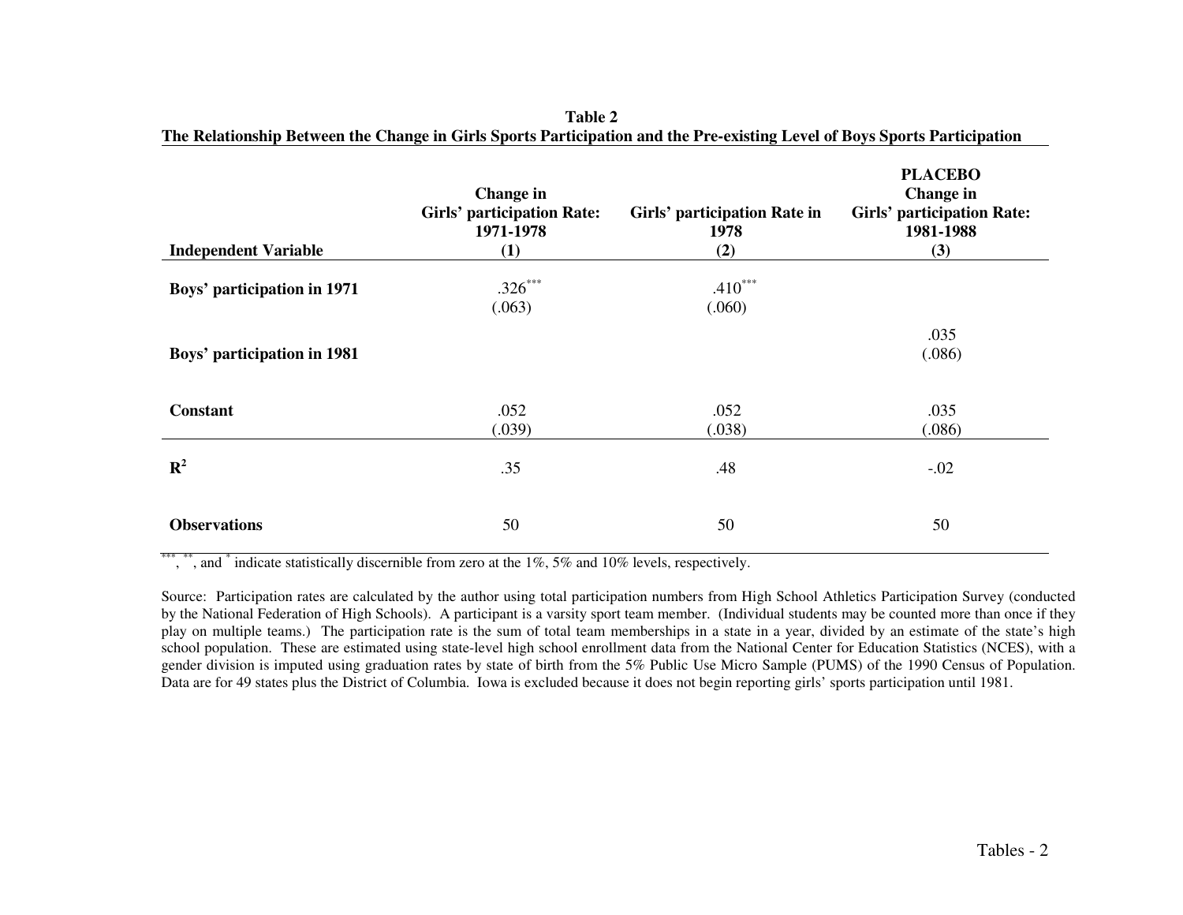**Table 2**
**The Relationship Between the Change in Girls Sports Participation and the Pre-existing Level of Boys Sports Participation**

| Independent Variable | Change in Girls' participation Rate: 1971-1978 (1) | Girls' participation Rate in 1978 (2) | PLACEBO Change in Girls' participation Rate: 1981-1988 (3) |
|---|---|---|---|
| **Boys' participation in 1971** | .326*** | .410*** | |
| | (.063) | (.060) | |
| **Boys' participation in 1981** | | | .035 |
| | | | (.086) |
| **Constant** | .052 | .052 | .035 |
| | (.039) | (.038) | (.086) |
| $R^2$ | .35 | .48 | -.02 |
| **Observations** | 50 | 50 | 50 |

***, **, and * indicate statistically discernible from zero at the 1%, 5% and 10% levels, respectively.

Source: Participation rates are calculated by the author using total participation numbers from High School Athletics Participation Survey (conducted by the National Federation of High Schools). A participant is a varsity sport team member. (Individual students may be counted more than once if they play on multiple teams.) The participation rate is the sum of total team memberships in a state in a year, divided by an estimate of the state's high school population. These are estimated using state-level high school enrollment data from the National Center for Education Statistics (NCES), with a gender division is imputed using graduation rates by state of birth from the 5% Public Use Micro Sample (PUMS) of the 1990 Census of Population. Data are for 49 states plus the District of Columbia. Iowa is excluded because it does not begin reporting girls' sports participation until 1981.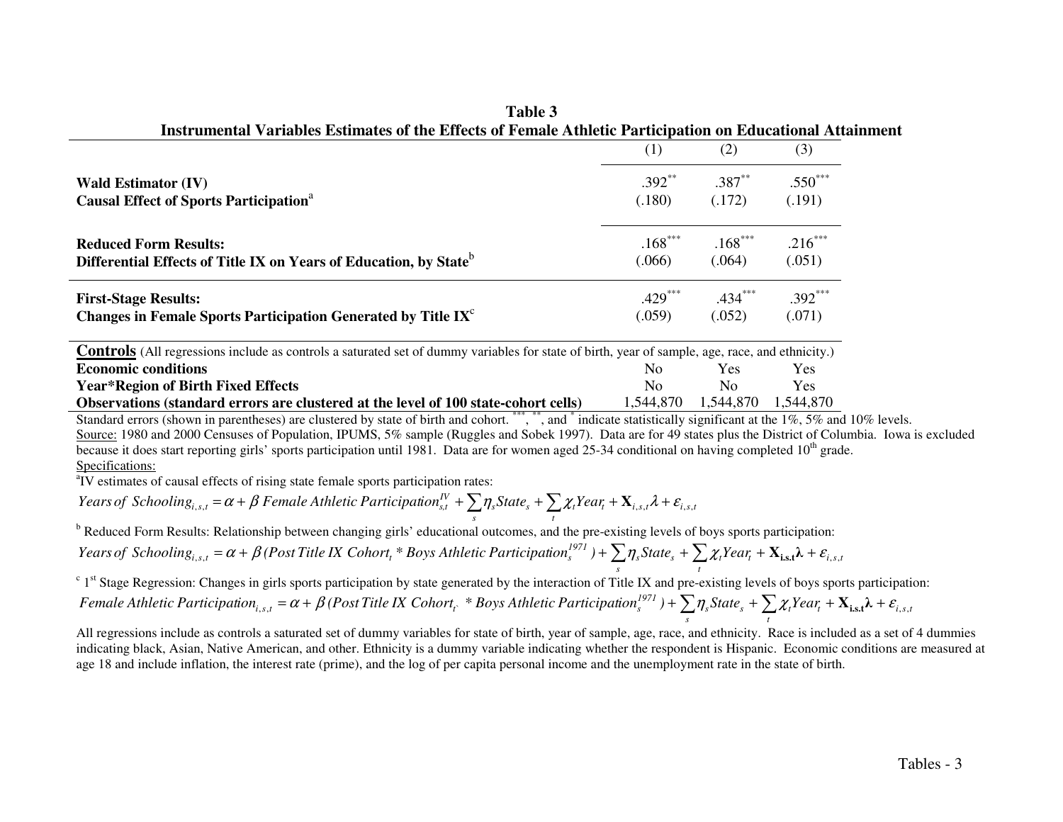**Table 3**
**Instrumental Variables Estimates of the Effects of Female Athletic Participation on Educational Attainment**

| | (1) | (2) | (3) |
|---|---|---|---|
| **Wald Estimator (IV)** | .392** | .387** | .550*** |
| **Causal Effect of Sports Participation**[a] | (.180) | (.172) | (.191) |
| **Reduced Form Results:** | .168*** | .168*** | .216*** |
| **Differential Effects of Title IX on Years of Education, by State**[b] | (.066) | (.064) | (.051) |
| **First-Stage Results:** | .429*** | .434*** | .392*** |
| **Changes in Female Sports Participation Generated by Title IX**[c] | (.059) | (.052) | (.071) |
| **Controls** (All regressions include as controls a saturated set of dummy variables for state of birth, year of sample, age, race, and ethnicity.) | | | |
| **Economic conditions** | No | Yes | Yes |
| **Year*Region of Birth Fixed Effects** | No | No | Yes |
| **Observations (standard errors are clustered at the level of 100 state-cohort cells)** | 1,544,870 | 1,544,870 | 1,544,870 |

Standard errors (shown in parentheses) are clustered by state of birth and cohort. ***, **, and * indicate statistically significant at the 1%, 5% and 10% levels.

Source: 1980 and 2000 Censuses of Population, IPUMS, 5% sample (Ruggles and Sobek 1997). Data are for 49 states plus the District of Columbia. Iowa is excluded because it does start reporting girls' sports participation until 1981. Data are for women aged 25-34 conditional on having completed 10[th] grade.

Specifications:

[a] IV estimates of causal effects of rising state female sports participation rates:

$$Years\ of\ Schooling_{i,s,t} = \alpha + \beta\ Female\ Athletic\ Participation^{IV}_{s,t} + \sum_s \eta_s State_s + \sum_t \chi_t Year_t + \mathbf{X}_{i,s,t}\lambda + \varepsilon_{i,s,t}$$

[b] Reduced Form Results: Relationship between changing girls' educational outcomes, and the pre-existing levels of boys sports participation:

$$Years\ of\ Schooling_{i,s,t} = \alpha + \beta\,(Post\ Title\ IX\ Cohort_t * Boys\ Athletic\ Participation^{1971}_s) + \sum_s \eta_s State_s + \sum_t \chi_t Year_t + \mathbf{X}_{\mathbf{i,s,t}}\boldsymbol{\lambda} + \varepsilon_{i,s,t}$$

[c] 1[st] Stage Regression: Changes in girls sports participation by state generated by the interaction of Title IX and pre-existing levels of boys sports participation:

$$Female\ Athletic\ Participation_{i,s,t} = \alpha + \beta\,(Post\ Title\ IX\ Cohort_t * Boys\ Athletic\ Participation^{1971}_s) + \sum_s \eta_s State_s + \sum_t \chi_t Year_t + \mathbf{X}_{\mathbf{i,s,t}}\boldsymbol{\lambda} + \varepsilon_{i,s,t}$$

All regressions include as controls a saturated set of dummy variables for state of birth, year of sample, age, race, and ethnicity. Race is included as a set of 4 dummies indicating black, Asian, Native American, and other. Ethnicity is a dummy variable indicating whether the respondent is Hispanic. Economic conditions are measured at age 18 and include inflation, the interest rate (prime), and the log of per capita personal income and the unemployment rate in the state of birth.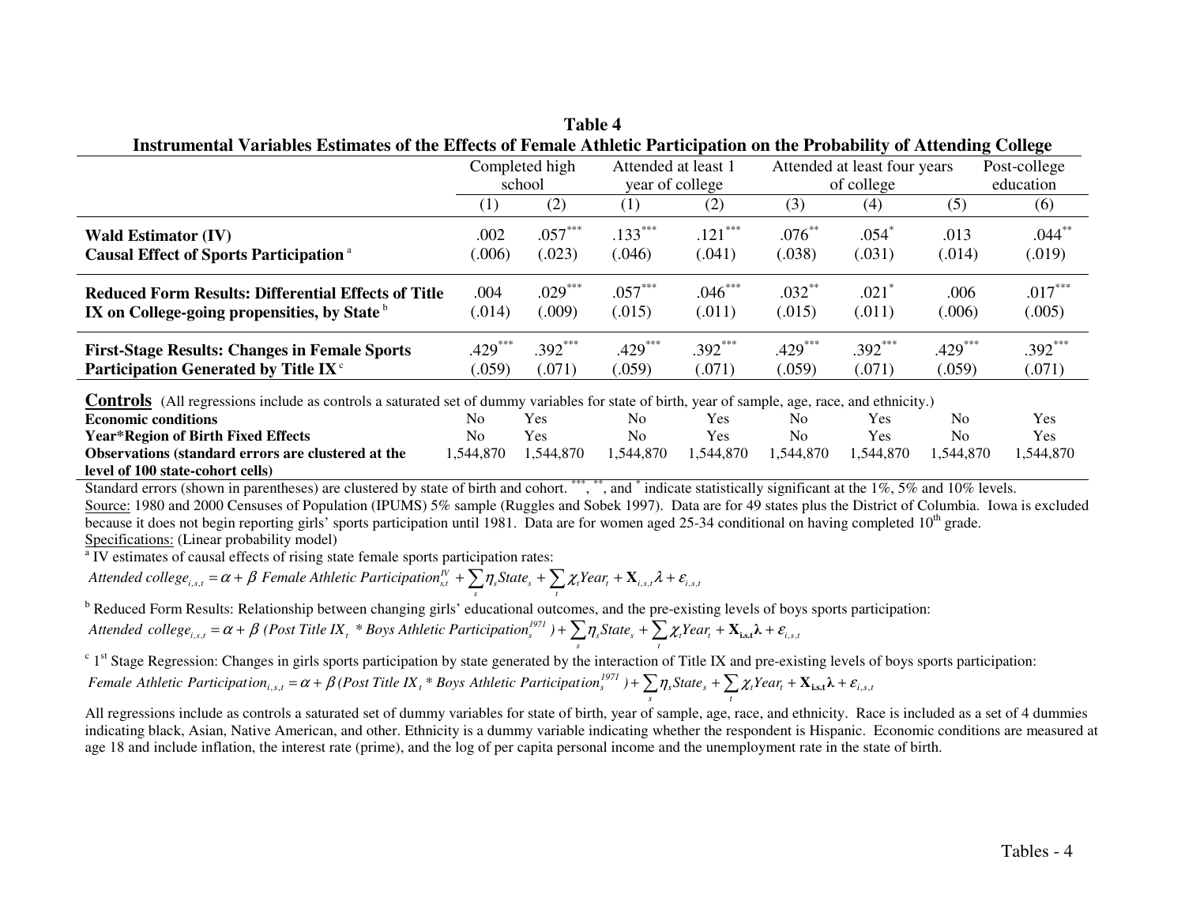**Table 4**

**Instrumental Variables Estimates of the Effects of Female Athletic Participation on the Probability of Attending College**

| | Completed high school | | Attended at least 1 year of college | | Attended at least four years of college | | Post-college education | |
|---|---|---|---|---|---|---|---|---|
| | (1) | (2) | (1) | (2) | (3) | (4) | (5) | (6) |
| **Wald Estimator (IV)** | .002 | .057*** | .133*** | .121*** | .076** | .054* | .013 | .044** |
| **Causal Effect of Sports Participation** [a] | (.006) | (.023) | (.046) | (.041) | (.038) | (.031) | (.014) | (.019) |
| **Reduced Form Results: Differential Effects of Title** | .004 | .029*** | .057*** | .046*** | .032** | .021* | .006 | .017*** |
| **IX on College-going propensities, by State** [b] | (.014) | (.009) | (.015) | (.011) | (.015) | (.011) | (.006) | (.005) |
| **First-Stage Results: Changes in Female Sports** | .429*** | .392*** | .429*** | .392*** | .429*** | .392*** | .429*** | .392*** |
| **Participation Generated by Title IX** [c] | (.059) | (.071) | (.059) | (.071) | (.059) | (.071) | (.059) | (.071) |
| **Controls** (All regressions include as controls a saturated set of dummy variables for state of birth, year of sample, age, race, and ethnicity.) | | | | | | | | |
| **Economic conditions** | No | Yes | No | Yes | No | Yes | No | Yes |
| **Year*Region of Birth Fixed Effects** | No | Yes | No | Yes | No | Yes | No | Yes |
| **Observations (standard errors are clustered at the level of 100 state-cohort cells)** | 1,544,870 | 1,544,870 | 1,544,870 | 1,544,870 | 1,544,870 | 1,544,870 | 1,544,870 | 1,544,870 |

Standard errors (shown in parentheses) are clustered by state of birth and cohort. ***, **, and * indicate statistically significant at the 1%, 5% and 10% levels.

Source: 1980 and 2000 Censuses of Population (IPUMS) 5% sample (Ruggles and Sobek 1997). Data are for 49 states plus the District of Columbia. Iowa is excluded because it does not begin reporting girls' sports participation until 1981. Data are for women aged 25-34 conditional on having completed 10th grade.

Specifications: (Linear probability model)

[a] IV estimates of causal effects of rising state female sports participation rates:

$$\textit{Attended college}_{i,s,t} = \alpha + \beta \textit{ Female Athletic Participation}^{IV}_{s,t} + \sum_s \eta_s State_s + \sum_t \chi_t Year_t + \mathbf{X}_{i,s,t}\lambda + \varepsilon_{i,s,t}$$

[b] Reduced Form Results: Relationship between changing girls' educational outcomes, and the pre-existing levels of boys sports participation:

$$\textit{Attended college}_{i,s,t} = \alpha + \beta \textit{ (Post Title IX}_t \textit{ * Boys Athletic Participation}^{1971}_s) + \sum_s \eta_s State_s + \sum_t \chi_t Year_t + \mathbf{X_{i,s,t}}\boldsymbol{\lambda} + \varepsilon_{i,s,t}$$

[c] 1st Stage Regression: Changes in girls sports participation by state generated by the interaction of Title IX and pre-existing levels of boys sports participation:

$$\textit{Female Athletic Participation}_{i,s,t} = \alpha + \beta \textit{ (Post Title IX}_t \textit{ * Boys Athletic Participation}^{1971}_s) + \sum_s \eta_s State_s + \sum_t \chi_t Year_t + \mathbf{X_{i,s,t}}\boldsymbol{\lambda} + \varepsilon_{i,s,t}$$

All regressions include as controls a saturated set of dummy variables for state of birth, year of sample, age, race, and ethnicity. Race is included as a set of 4 dummies indicating black, Asian, Native American, and other. Ethnicity is a dummy variable indicating whether the respondent is Hispanic. Economic conditions are measured at age 18 and include inflation, the interest rate (prime), and the log of per capita personal income and the unemployment rate in the state of birth.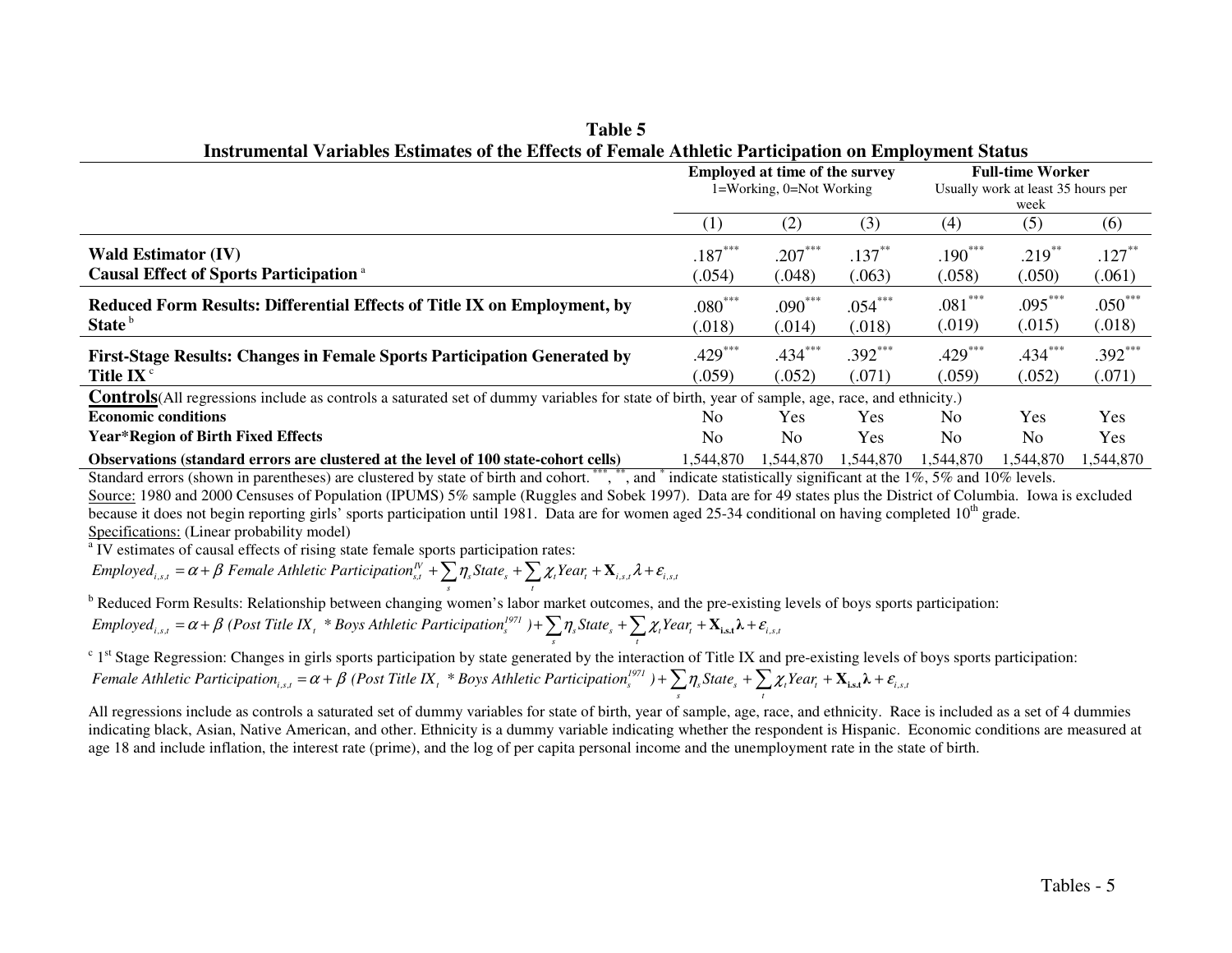**Table 5**
**Instrumental Variables Estimates of the Effects of Female Athletic Participation on Employment Status**

| | **Employed at time of the survey** 1=Working, 0=Not Working | | | **Full-time Worker** Usually work at least 35 hours per week | | |
|---|---|---|---|---|---|---|
| | (1) | (2) | (3) | (4) | (5) | (6) |
| **Wald Estimator (IV)** **Causal Effect of Sports Participation** [a] | .187*** (.054) | .207*** (.048) | .137** (.063) | .190*** (.058) | .219** (.050) | .127** (.061) |
| **Reduced Form Results: Differential Effects of Title IX on Employment, by State** [b] | .080*** (.018) | .090*** (.014) | .054*** (.018) | .081*** (.019) | .095*** (.015) | .050*** (.018) |
| **First-Stage Results: Changes in Female Sports Participation Generated by Title IX** [c] | .429*** (.059) | .434*** (.052) | .392*** (.071) | .429*** (.059) | .434*** (.052) | .392*** (.071) |
| **Controls** (All regressions include as controls a saturated set of dummy variables for state of birth, year of sample, age, race, and ethnicity.) | | | | | | |
| **Economic conditions** | No | Yes | Yes | No | Yes | Yes |
| **Year*Region of Birth Fixed Effects** | No | No | Yes | No | No | Yes |
| **Observations (standard errors are clustered at the level of 100 state-cohort cells)** | 1,544,870 | 1,544,870 | 1,544,870 | 1,544,870 | 1,544,870 | 1,544,870 |

Standard errors (shown in parentheses) are clustered by state of birth and cohort. ***, **, and * indicate statistically significant at the 1%, 5% and 10% levels.

Source: 1980 and 2000 Censuses of Population (IPUMS) 5% sample (Ruggles and Sobek 1997). Data are for 49 states plus the District of Columbia. Iowa is excluded because it does not begin reporting girls' sports participation until 1981. Data are for women aged 25-34 conditional on having completed 10th grade.

Specifications: (Linear probability model)

[a] IV estimates of causal effects of rising state female sports participation rates:

$$Employed_{i,s,t} = \alpha + \beta \ Female\ Athletic\ Participation^{IV}_{s,t} + \sum_s \eta_s State_s + \sum_t \chi_t Year_t + \mathbf{X}_{i,s,t}\lambda + \varepsilon_{i,s,t}$$

[b] Reduced Form Results: Relationship between changing women's labor market outcomes, and the pre-existing levels of boys sports participation:

$$Employed_{i,s,t} = \alpha + \beta \ (Post\ Title\ IX_t \ * Boys\ Athletic\ Participation^{1971}_s) + \sum_s \eta_s State_s + \sum_t \chi_t Year_t + \mathbf{X}_{i,s,t}\boldsymbol{\lambda} + \varepsilon_{i,s,t}$$

[c] 1st Stage Regression: Changes in girls sports participation by state generated by the interaction of Title IX and pre-existing levels of boys sports participation:

$$Female\ Athletic\ Participation_{i,s,t} = \alpha + \beta \ (Post\ Title\ IX_t \ * Boys\ Athletic\ Participation^{1971}_s) + \sum_s \eta_s State_s + \sum_t \chi_t Year_t + \mathbf{X}_{i,s,t}\boldsymbol{\lambda} + \varepsilon_{i,s,t}$$

All regressions include as controls a saturated set of dummy variables for state of birth, year of sample, age, race, and ethnicity. Race is included as a set of 4 dummies indicating black, Asian, Native American, and other. Ethnicity is a dummy variable indicating whether the respondent is Hispanic. Economic conditions are measured at age 18 and include inflation, the interest rate (prime), and the log of per capita personal income and the unemployment rate in the state of birth.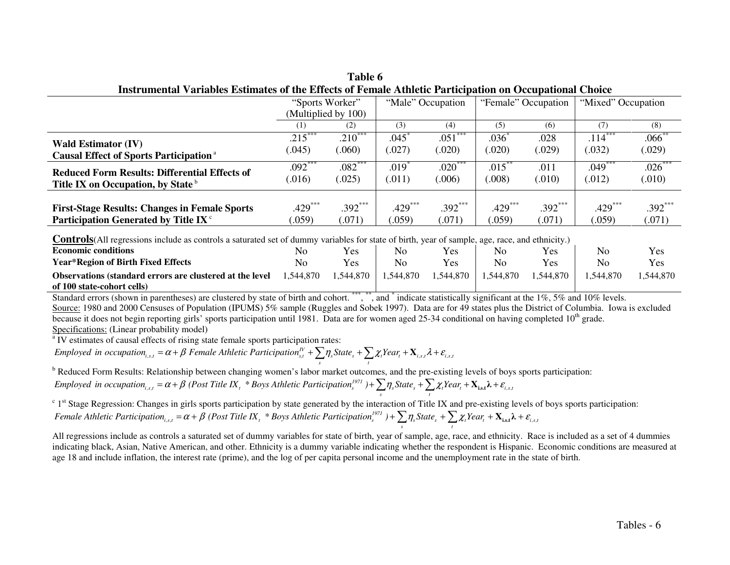**Table 6**
**Instrumental Variables Estimates of the Effects of Female Athletic Participation on Occupational Choice**

| | "Sports Worker" (Multiplied by 100) | | "Male" Occupation | | "Female" Occupation | | "Mixed" Occupation | |
|---|---|---|---|---|---|---|---|---|
| | (1) | (2) | (3) | (4) | (5) | (6) | (7) | (8) |
| **Wald Estimator (IV)** **Causal Effect of Sports Participation** [a] | .215*** (.045) | .210*** (.060) | .045* (.027) | .051*** (.020) | .036* (.020) | .028 (.029) | .114*** (.032) | .066** (.029) |
| **Reduced Form Results: Differential Effects of Title IX on Occupation, by State** [b] | .092*** (.016) | .082*** (.025) | .019* (.011) | .020*** (.006) | .015** (.008) | .011 (.010) | .049*** (.012) | .026*** (.010) |
| **First-Stage Results: Changes in Female Sports Participation Generated by Title IX** [c] | .429*** (.059) | .392*** (.071) | .429*** (.059) | .392*** (.071) | .429*** (.059) | .392*** (.071) | .429*** (.059) | .392*** (.071) |
| **Controls** (All regressions include as controls a saturated set of dummy variables for state of birth, year of sample, age, race, and ethnicity.) | | | | | | | | |
| **Economic conditions** | No | Yes | No | Yes | No | Yes | No | Yes |
| **Year*Region of Birth Fixed Effects** | No | Yes | No | Yes | No | Yes | No | Yes |
| **Observations (standard errors are clustered at the level of 100 state-cohort cells)** | 1,544,870 | 1,544,870 | 1,544,870 | 1,544,870 | 1,544,870 | 1,544,870 | 1,544,870 | 1,544,870 |

Standard errors (shown in parentheses) are clustered by state of birth and cohort. ***, **, and * indicate statistically significant at the 1%, 5% and 10% levels.

Source: 1980 and 2000 Censuses of Population (IPUMS) 5% sample (Ruggles and Sobek 1997). Data are for 49 states plus the District of Columbia. Iowa is excluded because it does not begin reporting girls' sports participation until 1981. Data are for women aged 25-34 conditional on having completed 10[th] grade.

Specifications: (Linear probability model)

[a] IV estimates of causal effects of rising state female sports participation rates:

$$\textit{Employed in occupation}_{i,s,t} = \alpha + \beta \textit{ Female Athletic Participation}^{IV}_{s,t} + \sum_{s} \eta_s State_s + \sum_{t} \chi_t Year_t + \mathbf{X}_{i,s,t}\lambda + \varepsilon_{i,s,t}$$

[b] Reduced Form Results: Relationship between changing women's labor market outcomes, and the pre-existing levels of boys sports participation:

$$\textit{Employed in occupation}_{i,s,t} = \alpha + \beta \textit{ (Post Title IX}_t \textit{ * Boys Athletic Participation}^{1971}_s) + \sum_{s} \eta_s State_s + \sum_{t} \chi_t Year_t + \mathbf{X}_{i,s,t}\boldsymbol{\lambda} + \varepsilon_{i,s,t}$$

[c] 1[st] Stage Regression: Changes in girls sports participation by state generated by the interaction of Title IX and pre-existing levels of boys sports participation:

$$\textit{Female Athletic Participation}_{i,s,t} = \alpha + \beta \textit{ (Post Title IX}_t \textit{ * Boys Athletic Participation}^{1971}_s) + \sum_{s} \eta_s State_s + \sum_{t} \chi_t Year_t + \mathbf{X}_{i,s,t}\boldsymbol{\lambda} + \varepsilon_{i,s,t}$$

All regressions include as controls a saturated set of dummy variables for state of birth, year of sample, age, race, and ethnicity. Race is included as a set of 4 dummies indicating black, Asian, Native American, and other. Ethnicity is a dummy variable indicating whether the respondent is Hispanic. Economic conditions are measured at age 18 and include inflation, the interest rate (prime), and the log of per capita personal income and the unemployment rate in the state of birth.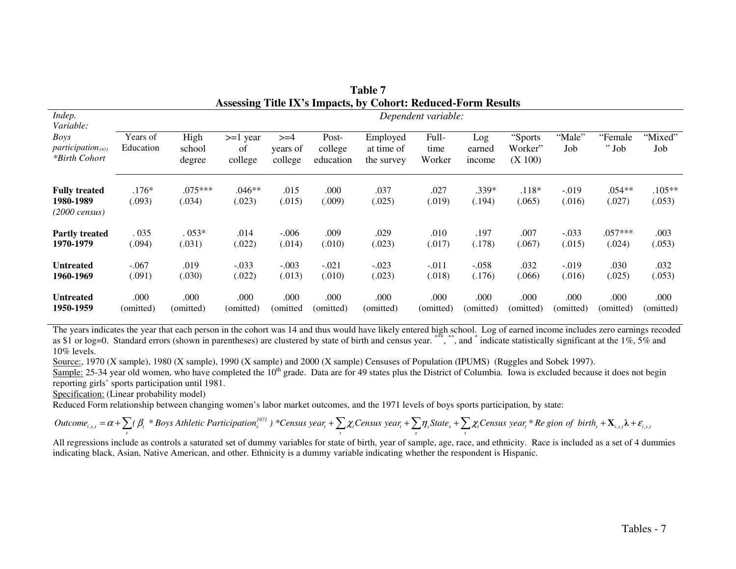**Table 7**
**Assessing Title IX's Impacts, by Cohort: Reduced-Form Results**

| *Indep. Variable:* *Boys participation$_{1971}$ \*Birth Cohort* | *Dependent variable:* Years of Education | High school degree | >=1 year of college | >=4 years of college | Post-college education | Employed at time of the survey | Full-time Worker | Log earned income | "Sports Worker" (X 100) | "Male" Job | "Female" Job | "Mixed" Job |
|---|---|---|---|---|---|---|---|---|---|---|---|---|
| **Fully treated 1980-1989** *(2000 census)* | .176* (.093) | .075*** (.034) | .046** (.023) | .015 (.015) | .000 (.009) | .037 (.025) | .027 (.019) | .339* (.194) | .118* (.065) | -.019 (.016) | .054** (.027) | .105** (.053) |
| **Partly treated 1970-1979** | . 035 (.094) | . 053* (.031) | .014 (.022) | -.006 (.014) | .009 (.010) | .029 (.023) | .010 (.017) | .197 (.178) | .007 (.067) | -.033 (.015) | .057*** (.024) | .003 (.053) |
| **Untreated 1960-1969** | -.067 (.091) | .019 (.030) | -.033 (.022) | -.003 (.013) | -.021 (.010) | -.023 (.023) | -.011 (.018) | -.058 (.176) | .032 (.066) | -.019 (.016) | .030 (.025) | .032 (.053) |
| **Untreated 1950-1959** | .000 (omitted) | .000 (omitted) | .000 (omitted) | .000 (omitted | .000 (omitted) | .000 (omitted) | .000 (omitted) | .000 (omitted) | .000 (omitted) | .000 (omitted) | .000 (omitted) | .000 (omitted) |

The years indicates the year that each person in the cohort was 14 and thus would have likely entered high school. Log of earned income includes zero earnings recoded as $1 or log=0. Standard errors (shown in parentheses) are clustered by state of birth and census year. ***, **, and * indicate statistically significant at the 1%, 5% and 10% levels.

Source:, 1970 (X sample), 1980 (X sample), 1990 (X sample) and 2000 (X sample) Censuses of Population (IPUMS) (Ruggles and Sobek 1997).

Sample: 25-34 year old women, who have completed the 10th grade. Data are for 49 states plus the District of Columbia. Iowa is excluded because it does not begin reporting girls' sports participation until 1981.

Specification: (Linear probability model)

Reduced Form relationship between changing women's labor market outcomes, and the 1971 levels of boys sports participation, by state:

$$Outcome_{i,s,t} = \alpha + \sum_t (\beta_t * Boys\ Athletic\ Participation_s^{1971}) * Census\ year_t + \sum_t \chi_t Census\ year_t + \sum_s \eta_s State_s + \sum_t \chi_t Census\ year_t * Region\ of\ birth_s + \mathbf{X}_{i,s,t}\boldsymbol{\lambda} + \varepsilon_{i,s,t}$$

All regressions include as controls a saturated set of dummy variables for state of birth, year of sample, age, race, and ethnicity. Race is included as a set of 4 dummies indicating black, Asian, Native American, and other. Ethnicity is a dummy variable indicating whether the respondent is Hispanic.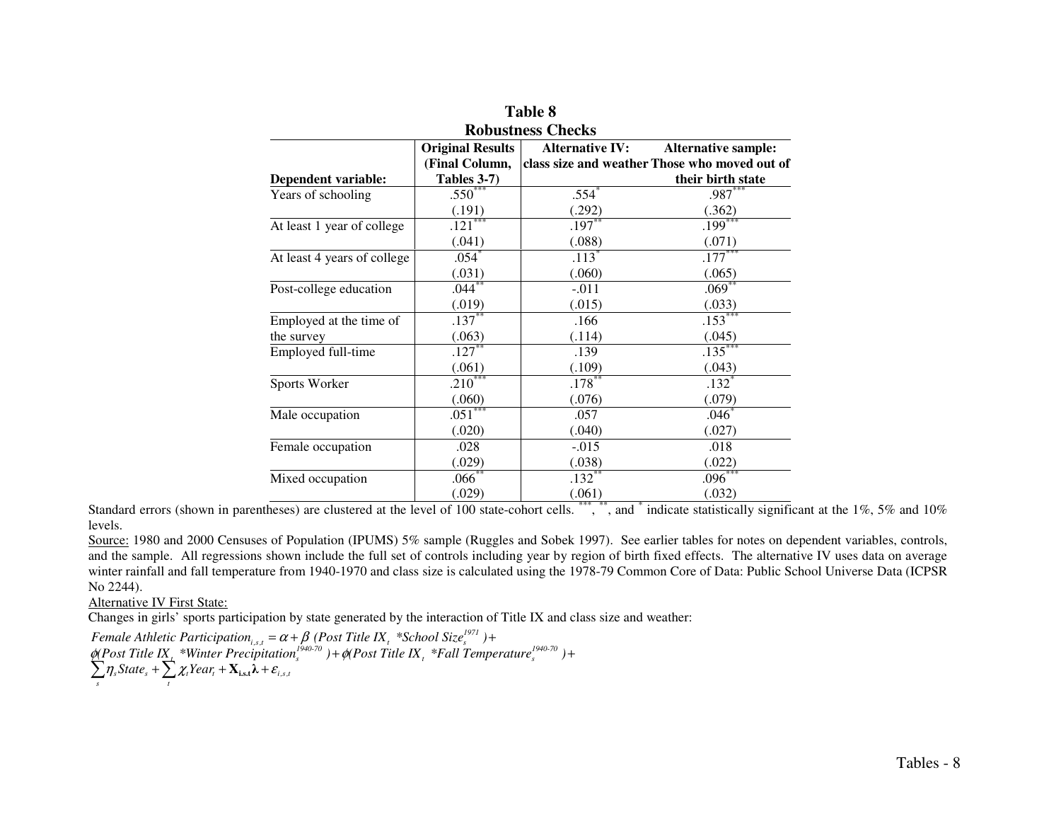# Table 8
## Robustness Checks

| Dependent variable: | Original Results (Final Column, Tables 3-7) | Alternative IV: class size and weather | Alternative sample: Those who moved out of their birth state |
|---|---|---|---|
| Years of schooling | .550*** | .554* | .987*** |
| | (.191) | (.292) | (.362) |
| At least 1 year of college | .121*** | .197** | .199*** |
| | (.041) | (.088) | (.071) |
| At least 4 years of college | .054* | .113* | .177*** |
| | (.031) | (.060) | (.065) |
| Post-college education | .044** | -.011 | .069** |
| | (.019) | (.015) | (.033) |
| Employed at the time of the survey | .137** | .166 | .153*** |
| | (.063) | (.114) | (.045) |
| Employed full-time | .127** | .139 | .135*** |
| | (.061) | (.109) | (.043) |
| Sports Worker | .210*** | .178** | .132* |
| | (.060) | (.076) | (.079) |
| Male occupation | .051*** | .057 | .046* |
| | (.020) | (.040) | (.027) |
| Female occupation | .028 | -.015 | .018 |
| | (.029) | (.038) | (.022) |
| Mixed occupation | .066** | .132** | .096*** |
| | (.029) | (.061) | (.032) |

Standard errors (shown in parentheses) are clustered at the level of 100 state-cohort cells. ***, **, and * indicate statistically significant at the 1%, 5% and 10% levels.

Source: 1980 and 2000 Censuses of Population (IPUMS) 5% sample (Ruggles and Sobek 1997). See earlier tables for notes on dependent variables, controls, and the sample. All regressions shown include the full set of controls including year by region of birth fixed effects. The alternative IV uses data on average winter rainfall and fall temperature from 1940-1970 and class size is calculated using the 1978-79 Common Core of Data: Public School Universe Data (ICPSR No 2244).

Alternative IV First State:

Changes in girls' sports participation by state generated by the interaction of Title IX and class size and weather:

$$Female\ Athletic\ Participation_{i,s,t} = \alpha + \beta\ (Post\ Title\ IX_t\ {*}School\ Size_s^{1971}) + \phi(Post\ Title\ IX_t\ {*}Winter\ Precipitation_s^{1940\text{-}70}) + \phi(Post\ Title\ IX_t\ {*}Fall\ Temperature_s^{1940\text{-}70}) + \sum_s \eta_s State_s + \sum_t \chi_t Year_t + \mathbf{X_{i,s,t}\lambda} + \varepsilon_{i,s,t}$$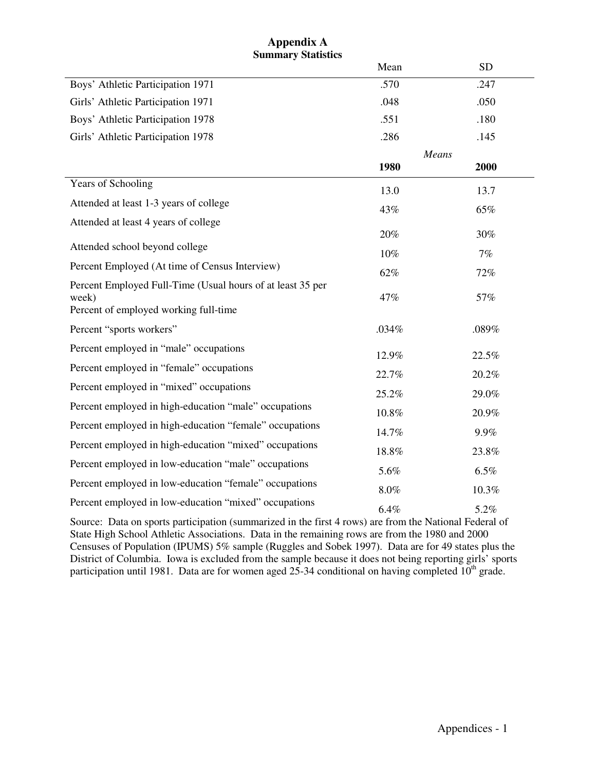## Appendix A
### Summary Statistics

| | Mean | SD |
|---|---|---|
| Boys' Athletic Participation 1971 | .570 | .247 |
| Girls' Athletic Participation 1971 | .048 | .050 |
| Boys' Athletic Participation 1978 | .551 | .180 |
| Girls' Athletic Participation 1978 | .286 | .145 |

| | *Means* | |
|---|---|---|
| | **1980** | **2000** |
| Years of Schooling | 13.0 | 13.7 |
| Attended at least 1-3 years of college | 43% | 65% |
| Attended at least 4 years of college | 20% | 30% |
| Attended school beyond college | 10% | 7% |
| Percent Employed (At time of Census Interview) | 62% | 72% |
| Percent Employed Full-Time (Usual hours of at least 35 per week) | 47% | 57% |
| Percent of employed working full-time | | |
| Percent "sports workers" | .034% | .089% |
| Percent employed in "male" occupations | 12.9% | 22.5% |
| Percent employed in "female" occupations | 22.7% | 20.2% |
| Percent employed in "mixed" occupations | 25.2% | 29.0% |
| Percent employed in high-education "male" occupations | 10.8% | 20.9% |
| Percent employed in high-education "female" occupations | 14.7% | 9.9% |
| Percent employed in high-education "mixed" occupations | 18.8% | 23.8% |
| Percent employed in low-education "male" occupations | 5.6% | 6.5% |
| Percent employed in low-education "female" occupations | 8.0% | 10.3% |
| Percent employed in low-education "mixed" occupations | 6.4% | 5.2% |

Source: Data on sports participation (summarized in the first 4 rows) are from the National Federal of State High School Athletic Associations. Data in the remaining rows are from the 1980 and 2000 Censuses of Population (IPUMS) 5% sample (Ruggles and Sobek 1997). Data are for 49 states plus the District of Columbia. Iowa is excluded from the sample because it does not being reporting girls' sports participation until 1981. Data are for women aged 25-34 conditional on having completed 10th grade.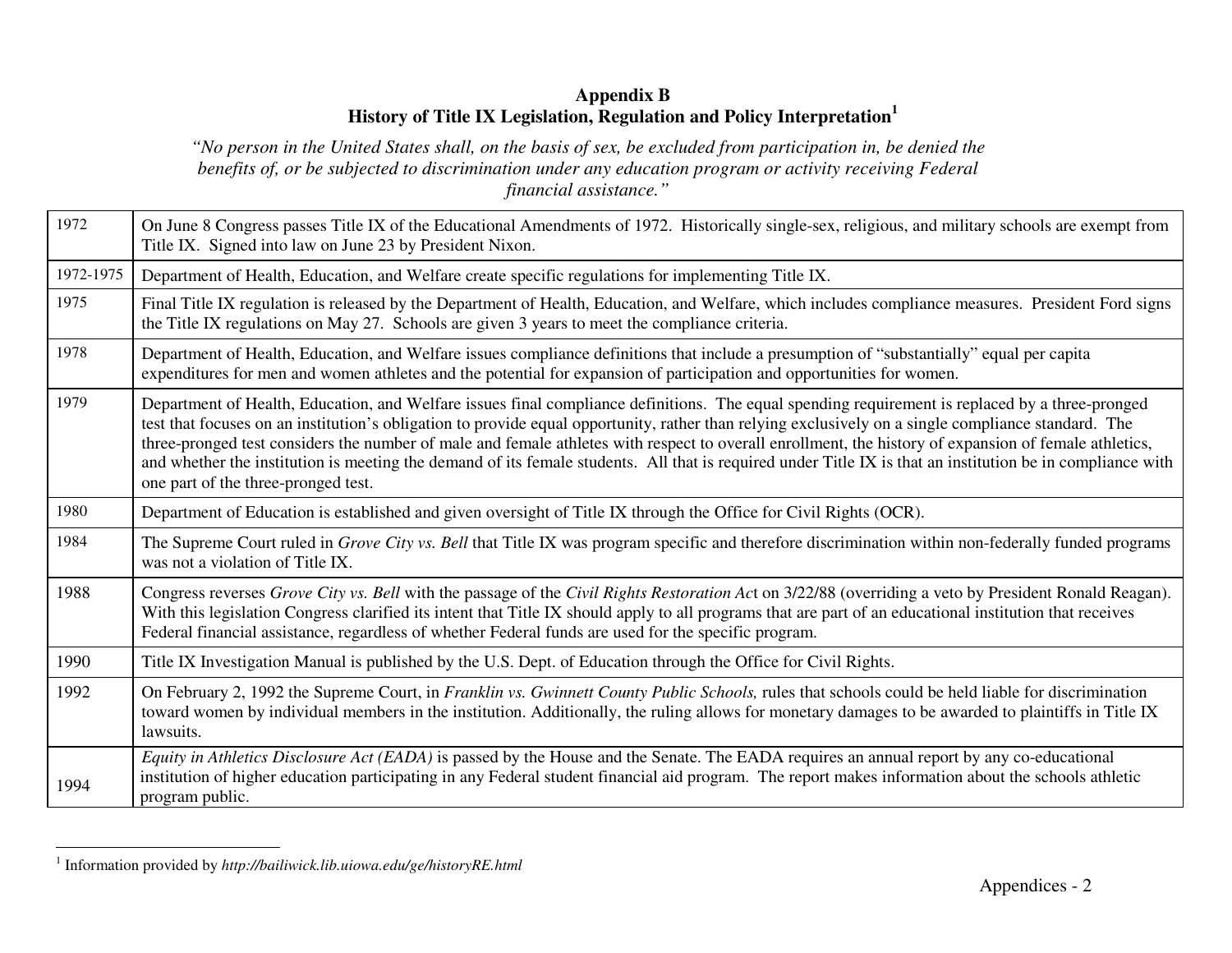## Appendix B
## History of Title IX Legislation, Regulation and Policy Interpretation[1]

*"No person in the United States shall, on the basis of sex, be excluded from participation in, be denied the benefits of, or be subjected to discrimination under any education program or activity receiving Federal financial assistance."*

| | |
|---|---|
| 1972 | On June 8 Congress passes Title IX of the Educational Amendments of 1972. Historically single-sex, religious, and military schools are exempt from Title IX. Signed into law on June 23 by President Nixon. |
| 1972-1975 | Department of Health, Education, and Welfare create specific regulations for implementing Title IX. |
| 1975 | Final Title IX regulation is released by the Department of Health, Education, and Welfare, which includes compliance measures. President Ford signs the Title IX regulations on May 27. Schools are given 3 years to meet the compliance criteria. |
| 1978 | Department of Health, Education, and Welfare issues compliance definitions that include a presumption of "substantially" equal per capita expenditures for men and women athletes and the potential for expansion of participation and opportunities for women. |
| 1979 | Department of Health, Education, and Welfare issues final compliance definitions. The equal spending requirement is replaced by a three-pronged test that focuses on an institution's obligation to provide equal opportunity, rather than relying exclusively on a single compliance standard. The three-pronged test considers the number of male and female athletes with respect to overall enrollment, the history of expansion of female athletics, and whether the institution is meeting the demand of its female students. All that is required under Title IX is that an institution be in compliance with one part of the three-pronged test. |
| 1980 | Department of Education is established and given oversight of Title IX through the Office for Civil Rights (OCR). |
| 1984 | The Supreme Court ruled in *Grove City vs. Bell* that Title IX was program specific and therefore discrimination within non-federally funded programs was not a violation of Title IX. |
| 1988 | Congress reverses *Grove City vs. Bell* with the passage of the *Civil Rights Restoration Act* on 3/22/88 (overriding a veto by President Ronald Reagan). With this legislation Congress clarified its intent that Title IX should apply to all programs that are part of an educational institution that receives Federal financial assistance, regardless of whether Federal funds are used for the specific program. |
| 1990 | Title IX Investigation Manual is published by the U.S. Dept. of Education through the Office for Civil Rights. |
| 1992 | On February 2, 1992 the Supreme Court, in *Franklin vs. Gwinnett County Public Schools,* rules that schools could be held liable for discrimination toward women by individual members in the institution. Additionally, the ruling allows for monetary damages to be awarded to plaintiffs in Title IX lawsuits. |
| 1994 | *Equity in Athletics Disclosure Act (EADA)* is passed by the House and the Senate. The EADA requires an annual report by any co-educational institution of higher education participating in any Federal student financial aid program. The report makes information about the schools athletic program public. |

[1] Information provided by *http://bailiwick.lib.uiowa.edu/ge/historyRE.html*